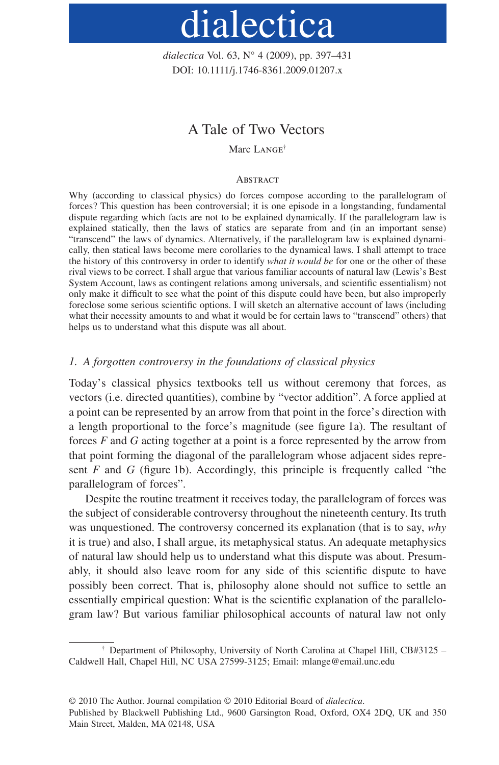# A Tale of Two Vectors

Marc Lange[†]

## Abstract

Why (according to classical physics) do forces compose according to the parallelogram of forces? This question has been controversial; it is one episode in a longstanding, fundamental dispute regarding which facts are not to be explained dynamically. If the parallelogram law is explained statically, then the laws of statics are separate from and (in an important sense) "transcend" the laws of dynamics. Alternatively, if the parallelogram law is explained dynamically, then statical laws become mere corollaries to the dynamical laws. I shall attempt to trace the history of this controversy in order to identify *what it would be* for one or the other of these rival views to be correct. I shall argue that various familiar accounts of natural law (Lewis's Best System Account, laws as contingent relations among universals, and scientific essentialism) not only make it difficult to see what the point of this dispute could have been, but also improperly foreclose some serious scientific options. I will sketch an alternative account of laws (including what their necessity amounts to and what it would be for certain laws to "transcend" others) that helps us to understand what this dispute was all about.

## *1. A forgotten controversy in the foundations of classical physics*

Today's classical physics textbooks tell us without ceremony that forces, as vectors (i.e. directed quantities), combine by "vector addition". A force applied at a point can be represented by an arrow from that point in the force's direction with a length proportional to the force's magnitude (see figure 1a). The resultant of forces $F$ and $G$ acting together at a point is a force represented by the arrow from that point forming the diagonal of the parallelogram whose adjacent sides represent $F$ and $G$ (figure 1b). Accordingly, this principle is frequently called "the parallelogram of forces".

Despite the routine treatment it receives today, the parallelogram of forces was the subject of considerable controversy throughout the nineteenth century. Its truth was unquestioned. The controversy concerned its explanation (that is to say, *why* it is true) and also, I shall argue, its metaphysical status. An adequate metaphysics of natural law should help us to understand what this dispute was about. Presumably, it should also leave room for any side of this scientific dispute to have possibly been correct. That is, philosophy alone should not suffice to settle an essentially empirical question: What is the scientific explanation of the parallelogram law? But various familiar philosophical accounts of natural law not only

[†] Department of Philosophy, University of North Carolina at Chapel Hill, CB#3125 – Caldwell Hall, Chapel Hill, NC USA 27599-3125; Email: mlange@email.unc.edu

© 2010 The Author. Journal compilation © 2010 Editorial Board of *dialectica*.
Published by Blackwell Publishing Ltd., 9600 Garsington Road, Oxford, OX4 2DQ, UK and 350 Main Street, Malden, MA 02148, USA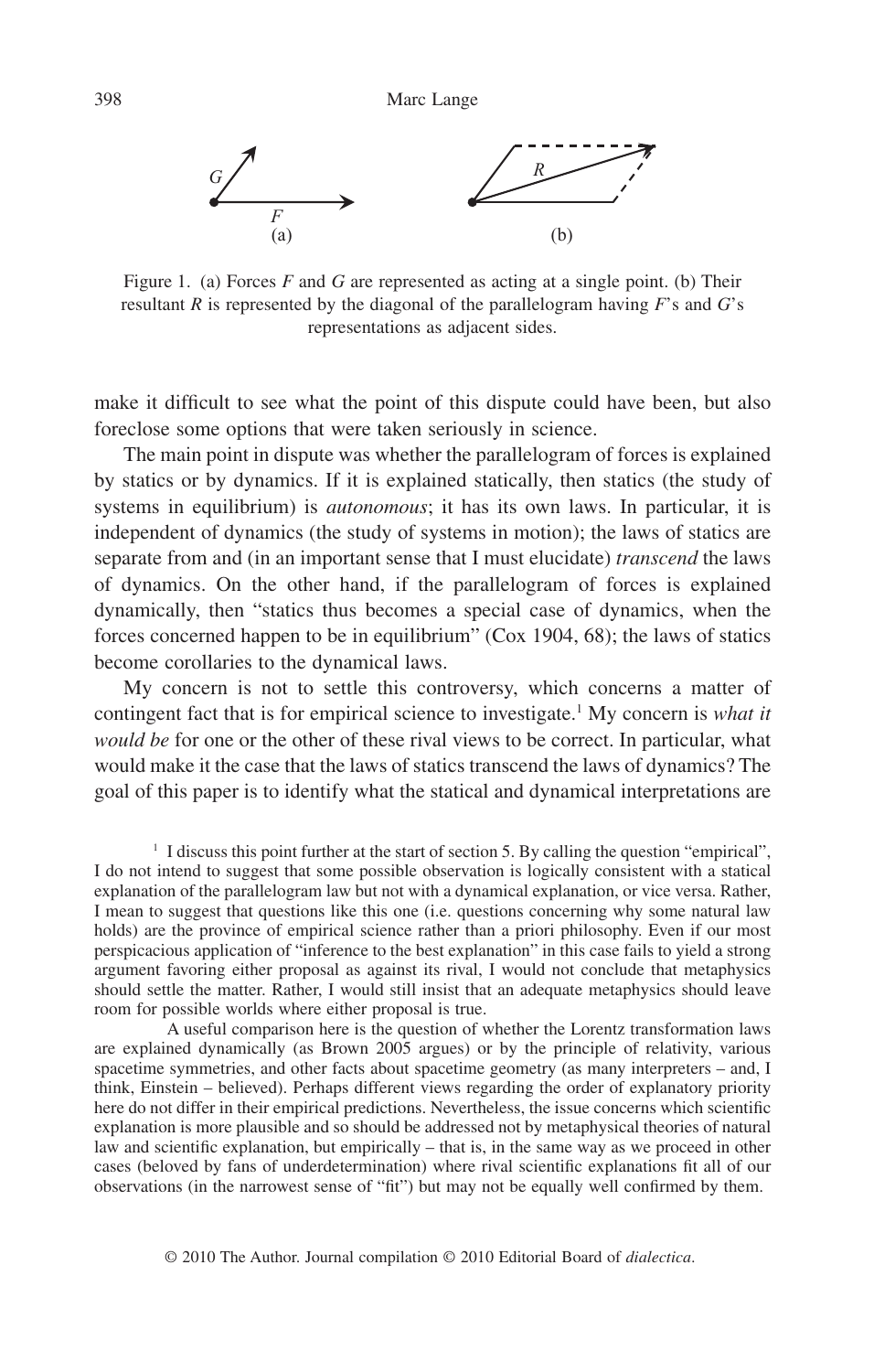G

F

(a)

R

(b)

Figure 1. (a) Forces $F$ and $G$ are represented as acting at a single point. (b) Their resultant $R$ is represented by the diagonal of the parallelogram having $F$'s and $G$'s representations as adjacent sides.

make it difficult to see what the point of this dispute could have been, but also foreclose some options that were taken seriously in science.

The main point in dispute was whether the parallelogram of forces is explained by statics or by dynamics. If it is explained statically, then statics (the study of systems in equilibrium) is *autonomous*; it has its own laws. In particular, it is independent of dynamics (the study of systems in motion); the laws of statics are separate from and (in an important sense that I must elucidate) *transcend* the laws of dynamics. On the other hand, if the parallelogram of forces is explained dynamically, then "statics thus becomes a special case of dynamics, when the forces concerned happen to be in equilibrium" (Cox 1904, 68); the laws of statics become corollaries to the dynamical laws.

My concern is not to settle this controversy, which concerns a matter of contingent fact that is for empirical science to investigate.[1] My concern is *what it would be* for one or the other of these rival views to be correct. In particular, what would make it the case that the laws of statics transcend the laws of dynamics? The goal of this paper is to identify what the statical and dynamical interpretations are

[1] I discuss this point further at the start of section 5. By calling the question "empirical", I do not intend to suggest that some possible observation is logically consistent with a statical explanation of the parallelogram law but not with a dynamical explanation, or vice versa. Rather, I mean to suggest that questions like this one (i.e. questions concerning why some natural law holds) are the province of empirical science rather than a priori philosophy. Even if our most perspicacious application of "inference to the best explanation" in this case fails to yield a strong argument favoring either proposal as against its rival, I would not conclude that metaphysics should settle the matter. Rather, I would still insist that an adequate metaphysics should leave room for possible worlds where either proposal is true.

A useful comparison here is the question of whether the Lorentz transformation laws are explained dynamically (as Brown 2005 argues) or by the principle of relativity, various spacetime symmetries, and other facts about spacetime geometry (as many interpreters – and, I think, Einstein – believed). Perhaps different views regarding the order of explanatory priority here do not differ in their empirical predictions. Nevertheless, the issue concerns which scientific explanation is more plausible and so should be addressed not by metaphysical theories of natural law and scientific explanation, but empirically – that is, in the same way as we proceed in other cases (beloved by fans of underdetermination) where rival scientific explanations fit all of our observations (in the narrowest sense of "fit") but may not be equally well confirmed by them.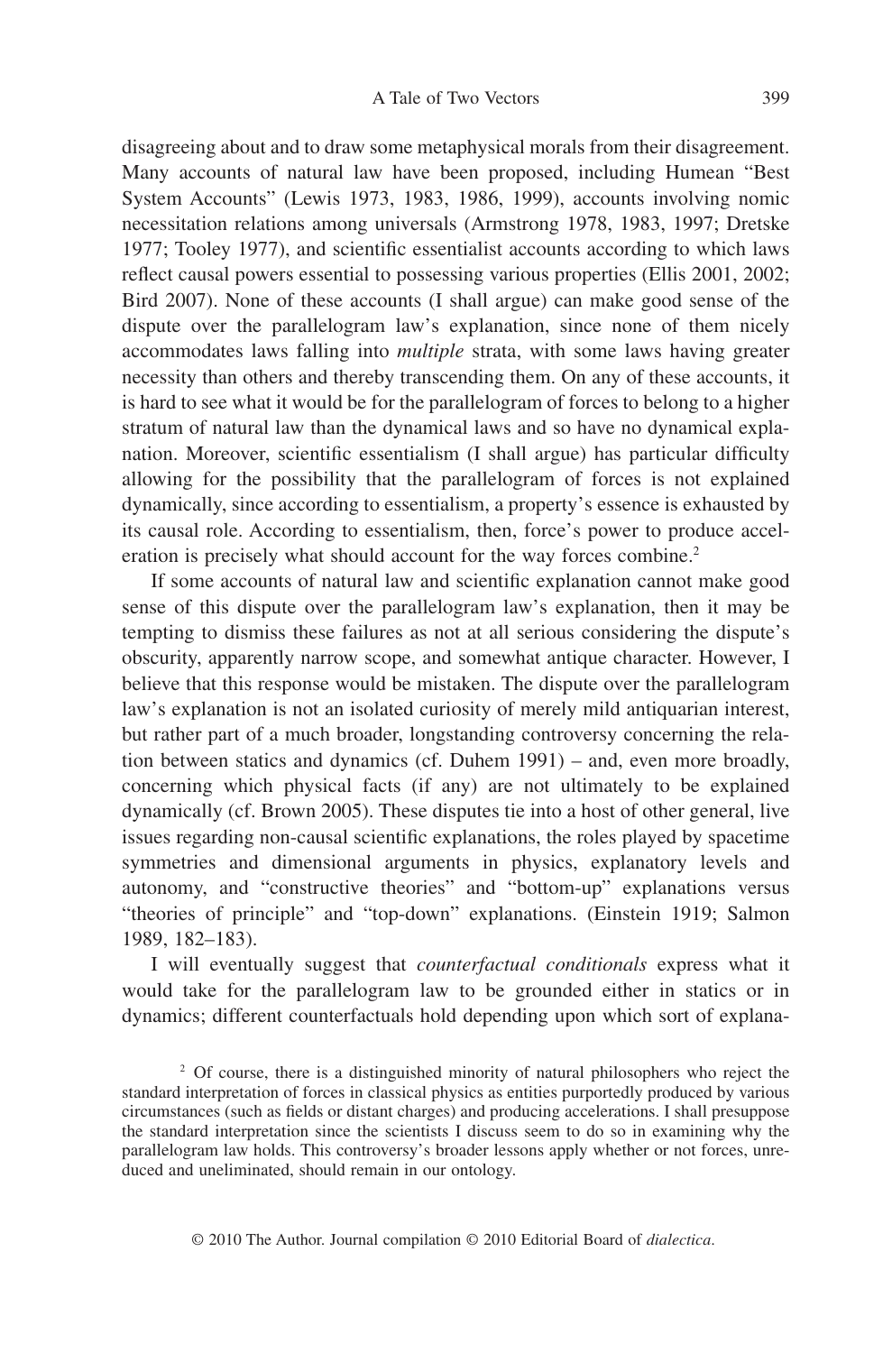disagreeing about and to draw some metaphysical morals from their disagreement. Many accounts of natural law have been proposed, including Humean "Best System Accounts" (Lewis 1973, 1983, 1986, 1999), accounts involving nomic necessitation relations among universals (Armstrong 1978, 1983, 1997; Dretske 1977; Tooley 1977), and scientific essentialist accounts according to which laws reflect causal powers essential to possessing various properties (Ellis 2001, 2002; Bird 2007). None of these accounts (I shall argue) can make good sense of the dispute over the parallelogram law's explanation, since none of them nicely accommodates laws falling into *multiple* strata, with some laws having greater necessity than others and thereby transcending them. On any of these accounts, it is hard to see what it would be for the parallelogram of forces to belong to a higher stratum of natural law than the dynamical laws and so have no dynamical explanation. Moreover, scientific essentialism (I shall argue) has particular difficulty allowing for the possibility that the parallelogram of forces is not explained dynamically, since according to essentialism, a property's essence is exhausted by its causal role. According to essentialism, then, force's power to produce acceleration is precisely what should account for the way forces combine.[2]

If some accounts of natural law and scientific explanation cannot make good sense of this dispute over the parallelogram law's explanation, then it may be tempting to dismiss these failures as not at all serious considering the dispute's obscurity, apparently narrow scope, and somewhat antique character. However, I believe that this response would be mistaken. The dispute over the parallelogram law's explanation is not an isolated curiosity of merely mild antiquarian interest, but rather part of a much broader, longstanding controversy concerning the relation between statics and dynamics (cf. Duhem 1991) – and, even more broadly, concerning which physical facts (if any) are not ultimately to be explained dynamically (cf. Brown 2005). These disputes tie into a host of other general, live issues regarding non-causal scientific explanations, the roles played by spacetime symmetries and dimensional arguments in physics, explanatory levels and autonomy, and "constructive theories" and "bottom-up" explanations versus "theories of principle" and "top-down" explanations. (Einstein 1919; Salmon 1989, 182–183).

I will eventually suggest that *counterfactual conditionals* express what it would take for the parallelogram law to be grounded either in statics or in dynamics; different counterfactuals hold depending upon which sort of explana-

[2] Of course, there is a distinguished minority of natural philosophers who reject the standard interpretation of forces in classical physics as entities purportedly produced by various circumstances (such as fields or distant charges) and producing accelerations. I shall presuppose the standard interpretation since the scientists I discuss seem to do so in examining why the parallelogram law holds. This controversy's broader lessons apply whether or not forces, unreduced and uneliminated, should remain in our ontology.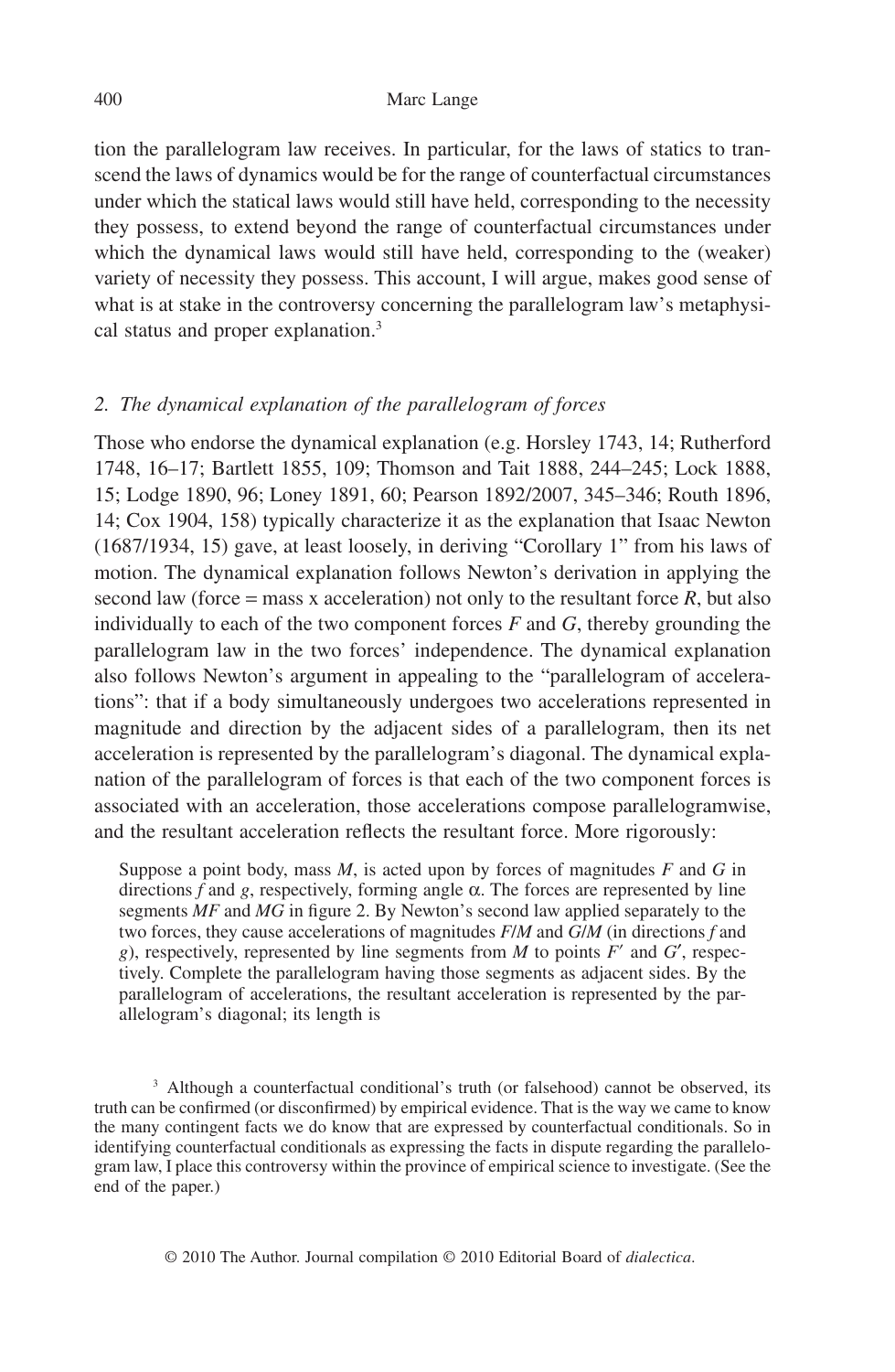tion the parallelogram law receives. In particular, for the laws of statics to transcend the laws of dynamics would be for the range of counterfactual circumstances under which the statical laws would still have held, corresponding to the necessity they possess, to extend beyond the range of counterfactual circumstances under which the dynamical laws would still have held, corresponding to the (weaker) variety of necessity they possess. This account, I will argue, makes good sense of what is at stake in the controversy concerning the parallelogram law's metaphysical status and proper explanation.[3]

## *2. The dynamical explanation of the parallelogram of forces*

Those who endorse the dynamical explanation (e.g. Horsley 1743, 14; Rutherford 1748, 16–17; Bartlett 1855, 109; Thomson and Tait 1888, 244–245; Lock 1888, 15; Lodge 1890, 96; Loney 1891, 60; Pearson 1892/2007, 345–346; Routh 1896, 14; Cox 1904, 158) typically characterize it as the explanation that Isaac Newton (1687/1934, 15) gave, at least loosely, in deriving "Corollary 1" from his laws of motion. The dynamical explanation follows Newton's derivation in applying the second law (force = mass x acceleration) not only to the resultant force *R*, but also individually to each of the two component forces *F* and *G*, thereby grounding the parallelogram law in the two forces' independence. The dynamical explanation also follows Newton's argument in appealing to the "parallelogram of accelerations": that if a body simultaneously undergoes two accelerations represented in magnitude and direction by the adjacent sides of a parallelogram, then its net acceleration is represented by the parallelogram's diagonal. The dynamical explanation of the parallelogram of forces is that each of the two component forces is associated with an acceleration, those accelerations compose parallelogramwise, and the resultant acceleration reflects the resultant force. More rigorously:

> Suppose a point body, mass *M*, is acted upon by forces of magnitudes *F* and *G* in directions *f* and *g*, respectively, forming angle $\alpha$. The forces are represented by line segments *MF* and *MG* in figure 2. By Newton's second law applied separately to the two forces, they cause accelerations of magnitudes $F/M$ and $G/M$ (in directions *f* and *g*), respectively, represented by line segments from *M* to points $F'$ and $G'$, respectively. Complete the parallelogram having those segments as adjacent sides. By the parallelogram of accelerations, the resultant acceleration is represented by the parallelogram's diagonal; its length is

[3] Although a counterfactual conditional's truth (or falsehood) cannot be observed, its truth can be confirmed (or disconfirmed) by empirical evidence. That is the way we came to know the many contingent facts we do know that are expressed by counterfactual conditionals. So in identifying counterfactual conditionals as expressing the facts in dispute regarding the parallelogram law, I place this controversy within the province of empirical science to investigate. (See the end of the paper.)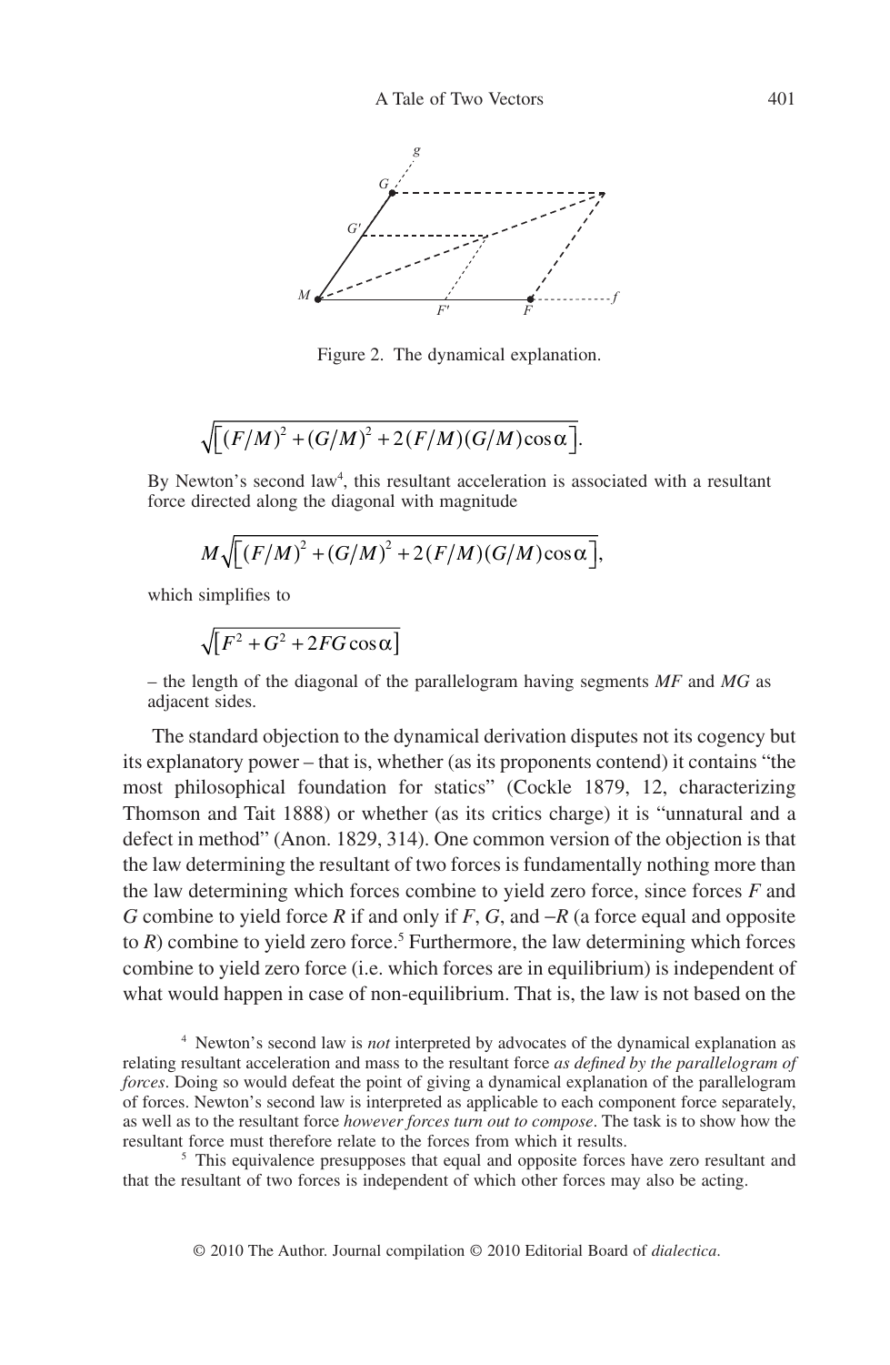Figure 2. The dynamical explanation.

$$\sqrt{\left[(F/M)^2 + (G/M)^2 + 2(F/M)(G/M)\cos\alpha\right]}.$$

By Newton's second law[4], this resultant acceleration is associated with a resultant force directed along the diagonal with magnitude

$$M\sqrt{\left[(F/M)^2 + (G/M)^2 + 2(F/M)(G/M)\cos\alpha\right]},$$

which simplifies to

$$\sqrt{\left[F^2 + G^2 + 2FG\cos\alpha\right]}$$

– the length of the diagonal of the parallelogram having segments *MF* and *MG* as adjacent sides.

The standard objection to the dynamical derivation disputes not its cogency but its explanatory power – that is, whether (as its proponents contend) it contains "the most philosophical foundation for statics" (Cockle 1879, 12, characterizing Thomson and Tait 1888) or whether (as its critics charge) it is "unnatural and a defect in method" (Anon. 1829, 314). One common version of the objection is that the law determining the resultant of two forces is fundamentally nothing more than the law determining which forces combine to yield zero force, since forces $F$ and $G$ combine to yield force $R$ if and only if $F$, $G$, and $-R$ (a force equal and opposite to $R$) combine to yield zero force.[5] Furthermore, the law determining which forces combine to yield zero force (i.e. which forces are in equilibrium) is independent of what would happen in case of non-equilibrium. That is, the law is not based on the

[4] Newton's second law is *not* interpreted by advocates of the dynamical explanation as relating resultant acceleration and mass to the resultant force *as defined by the parallelogram of forces*. Doing so would defeat the point of giving a dynamical explanation of the parallelogram of forces. Newton's second law is interpreted as applicable to each component force separately, as well as to the resultant force *however forces turn out to compose*. The task is to show how the resultant force must therefore relate to the forces from which it results.

[5] This equivalence presupposes that equal and opposite forces have zero resultant and that the resultant of two forces is independent of which other forces may also be acting.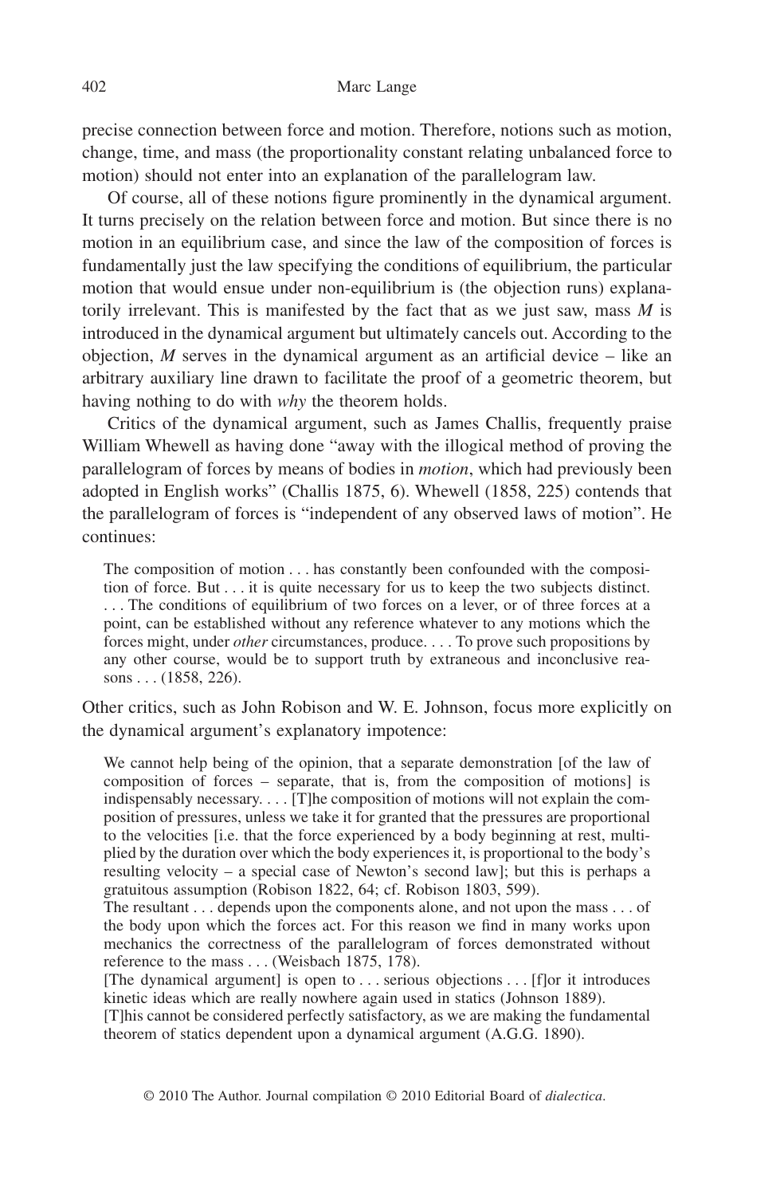precise connection between force and motion. Therefore, notions such as motion, change, time, and mass (the proportionality constant relating unbalanced force to motion) should not enter into an explanation of the parallelogram law.

Of course, all of these notions figure prominently in the dynamical argument. It turns precisely on the relation between force and motion. But since there is no motion in an equilibrium case, and since the law of the composition of forces is fundamentally just the law specifying the conditions of equilibrium, the particular motion that would ensue under non-equilibrium is (the objection runs) explanatorily irrelevant. This is manifested by the fact that as we just saw, mass $M$ is introduced in the dynamical argument but ultimately cancels out. According to the objection, $M$ serves in the dynamical argument as an artificial device – like an arbitrary auxiliary line drawn to facilitate the proof of a geometric theorem, but having nothing to do with *why* the theorem holds.

Critics of the dynamical argument, such as James Challis, frequently praise William Whewell as having done "away with the illogical method of proving the parallelogram of forces by means of bodies in *motion*, which had previously been adopted in English works" (Challis 1875, 6). Whewell (1858, 225) contends that the parallelogram of forces is "independent of any observed laws of motion". He continues:

> The composition of motion . . . has constantly been confounded with the composition of force. But . . . it is quite necessary for us to keep the two subjects distinct. . . . The conditions of equilibrium of two forces on a lever, or of three forces at a point, can be established without any reference whatever to any motions which the forces might, under *other* circumstances, produce. . . . To prove such propositions by any other course, would be to support truth by extraneous and inconclusive reasons . . . (1858, 226).

Other critics, such as John Robison and W. E. Johnson, focus more explicitly on the dynamical argument's explanatory impotence:

> We cannot help being of the opinion, that a separate demonstration [of the law of composition of forces – separate, that is, from the composition of motions] is indispensably necessary. . . . [T]he composition of motions will not explain the composition of pressures, unless we take it for granted that the pressures are proportional to the velocities [i.e. that the force experienced by a body beginning at rest, multiplied by the duration over which the body experiences it, is proportional to the body's resulting velocity – a special case of Newton's second law]; but this is perhaps a gratuitous assumption (Robison 1822, 64; cf. Robison 1803, 599).
>
> The resultant . . . depends upon the components alone, and not upon the mass . . . of the body upon which the forces act. For this reason we find in many works upon mechanics the correctness of the parallelogram of forces demonstrated without reference to the mass . . . (Weisbach 1875, 178).
>
> [The dynamical argument] is open to . . . serious objections . . . [f]or it introduces kinetic ideas which are really nowhere again used in statics (Johnson 1889).
>
> [T]his cannot be considered perfectly satisfactory, as we are making the fundamental theorem of statics dependent upon a dynamical argument (A.G.G. 1890).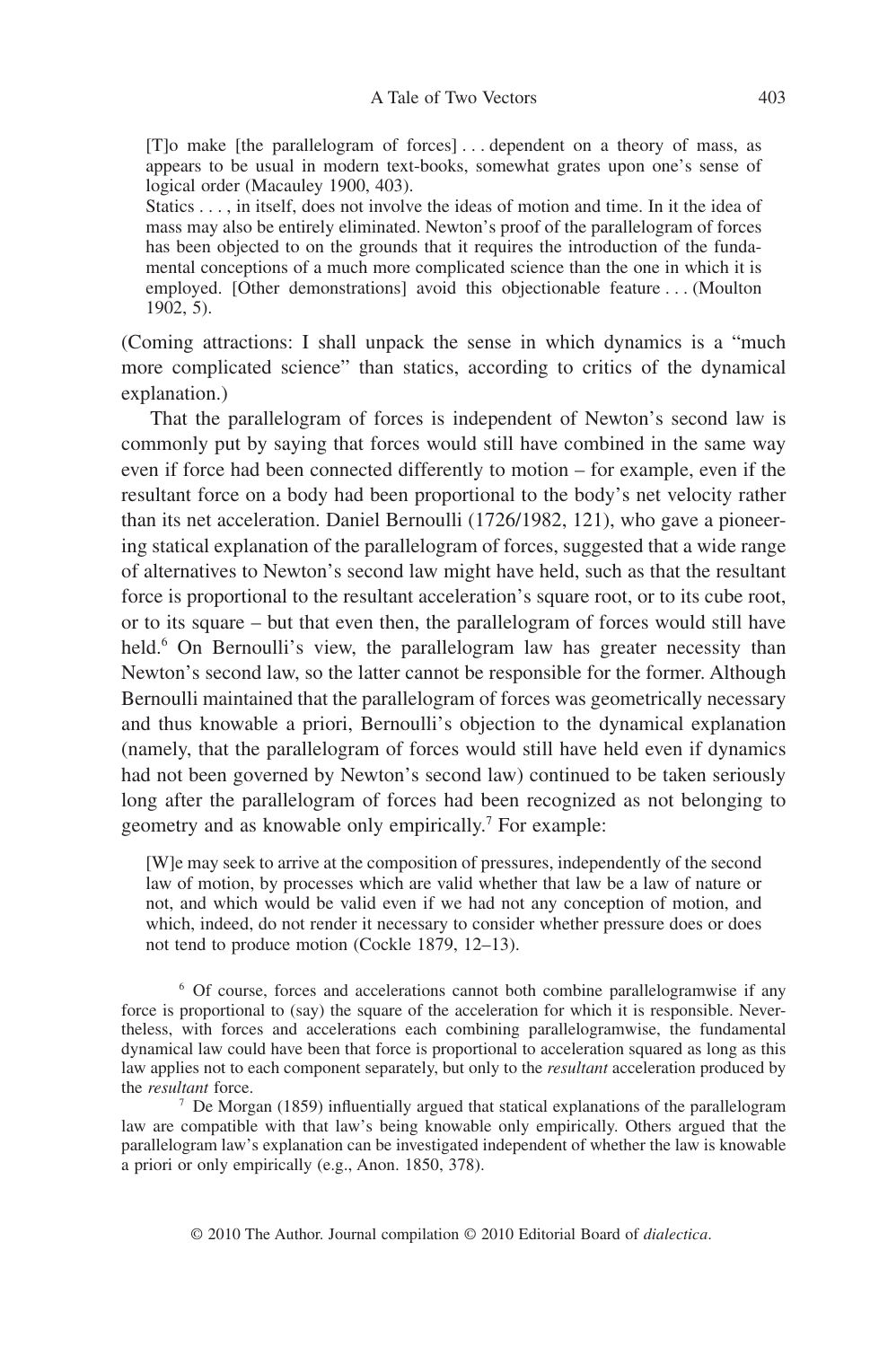> [T]o make [the parallelogram of forces] . . . dependent on a theory of mass, as appears to be usual in modern text-books, somewhat grates upon one's sense of logical order (Macauley 1900, 403).
>
> Statics . . . , in itself, does not involve the ideas of motion and time. In it the idea of mass may also be entirely eliminated. Newton's proof of the parallelogram of forces has been objected to on the grounds that it requires the introduction of the fundamental conceptions of a much more complicated science than the one in which it is employed. [Other demonstrations] avoid this objectionable feature . . . (Moulton 1902, 5).

(Coming attractions: I shall unpack the sense in which dynamics is a "much more complicated science" than statics, according to critics of the dynamical explanation.)

That the parallelogram of forces is independent of Newton's second law is commonly put by saying that forces would still have combined in the same way even if force had been connected differently to motion – for example, even if the resultant force on a body had been proportional to the body's net velocity rather than its net acceleration. Daniel Bernoulli (1726/1982, 121), who gave a pioneering statical explanation of the parallelogram of forces, suggested that a wide range of alternatives to Newton's second law might have held, such as that the resultant force is proportional to the resultant acceleration's square root, or to its cube root, or to its square – but that even then, the parallelogram of forces would still have held.[6] On Bernoulli's view, the parallelogram law has greater necessity than Newton's second law, so the latter cannot be responsible for the former. Although Bernoulli maintained that the parallelogram of forces was geometrically necessary and thus knowable a priori, Bernoulli's objection to the dynamical explanation (namely, that the parallelogram of forces would still have held even if dynamics had not been governed by Newton's second law) continued to be taken seriously long after the parallelogram of forces had been recognized as not belonging to geometry and as knowable only empirically.[7] For example:

> [W]e may seek to arrive at the composition of pressures, independently of the second law of motion, by processes which are valid whether that law be a law of nature or not, and which would be valid even if we had not any conception of motion, and which, indeed, do not render it necessary to consider whether pressure does or does not tend to produce motion (Cockle 1879, 12–13).

[6] Of course, forces and accelerations cannot both combine parallelogramwise if any force is proportional to (say) the square of the acceleration for which it is responsible. Nevertheless, with forces and accelerations each combining parallelogramwise, the fundamental dynamical law could have been that force is proportional to acceleration squared as long as this law applies not to each component separately, but only to the *resultant* acceleration produced by the *resultant* force.

[7] De Morgan (1859) influentially argued that statical explanations of the parallelogram law are compatible with that law's being knowable only empirically. Others argued that the parallelogram law's explanation can be investigated independent of whether the law is knowable a priori or only empirically (e.g., Anon. 1850, 378).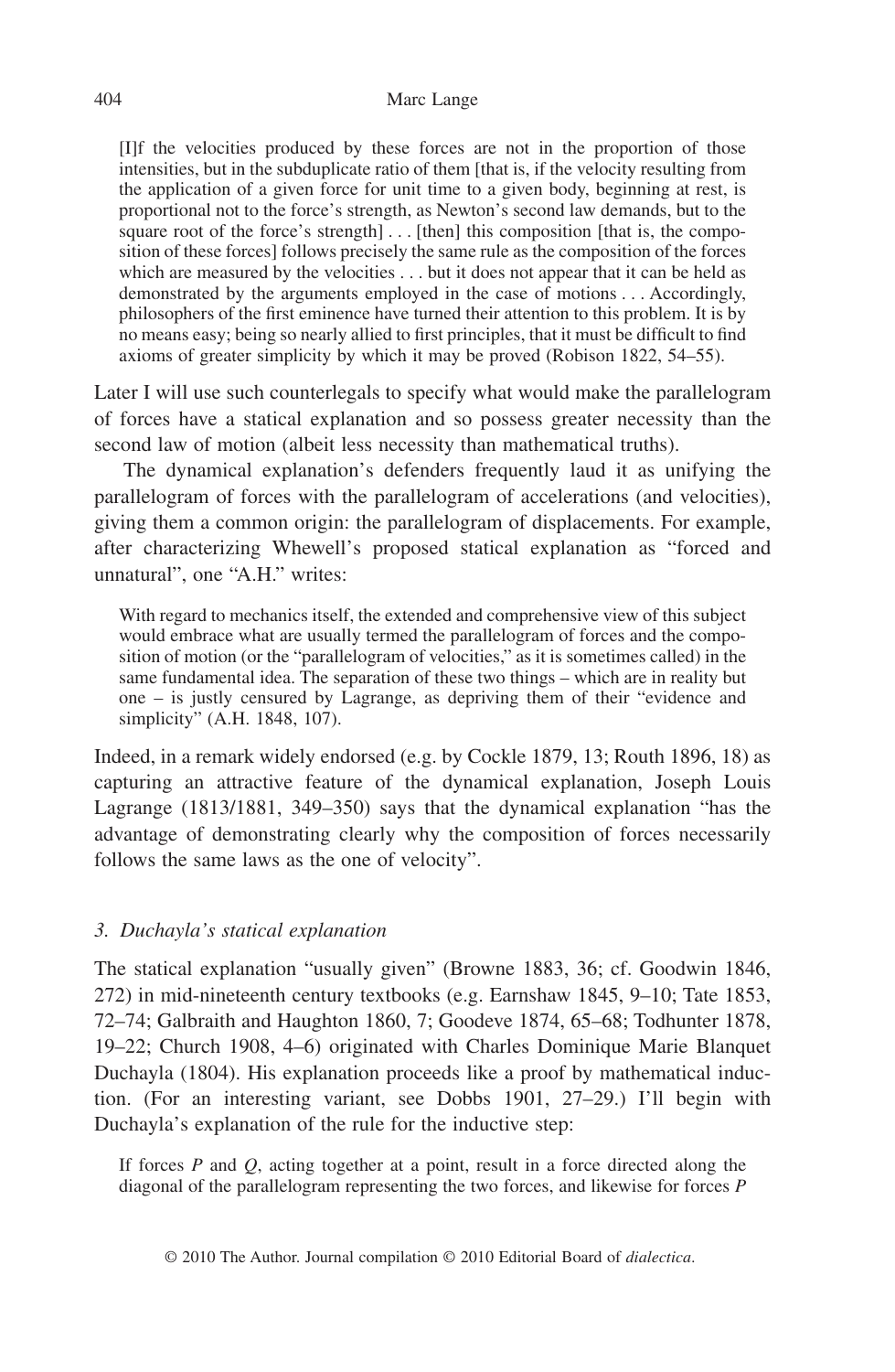> [I]f the velocities produced by these forces are not in the proportion of those intensities, but in the subduplicate ratio of them [that is, if the velocity resulting from the application of a given force for unit time to a given body, beginning at rest, is proportional not to the force's strength, as Newton's second law demands, but to the square root of the force's strength] . . . [then] this composition [that is, the composition of these forces] follows precisely the same rule as the composition of the forces which are measured by the velocities . . . but it does not appear that it can be held as demonstrated by the arguments employed in the case of motions . . . Accordingly, philosophers of the first eminence have turned their attention to this problem. It is by no means easy; being so nearly allied to first principles, that it must be difficult to find axioms of greater simplicity by which it may be proved (Robison 1822, 54–55).

Later I will use such counterlegals to specify what would make the parallelogram of forces have a statical explanation and so possess greater necessity than the second law of motion (albeit less necessity than mathematical truths).

The dynamical explanation's defenders frequently laud it as unifying the parallelogram of forces with the parallelogram of accelerations (and velocities), giving them a common origin: the parallelogram of displacements. For example, after characterizing Whewell's proposed statical explanation as "forced and unnatural", one "A.H." writes:

> With regard to mechanics itself, the extended and comprehensive view of this subject would embrace what are usually termed the parallelogram of forces and the composition of motion (or the "parallelogram of velocities," as it is sometimes called) in the same fundamental idea. The separation of these two things – which are in reality but one – is justly censured by Lagrange, as depriving them of their "evidence and simplicity" (A.H. 1848, 107).

Indeed, in a remark widely endorsed (e.g. by Cockle 1879, 13; Routh 1896, 18) as capturing an attractive feature of the dynamical explanation, Joseph Louis Lagrange (1813/1881, 349–350) says that the dynamical explanation "has the advantage of demonstrating clearly why the composition of forces necessarily follows the same laws as the one of velocity".

### *3. Duchayla's statical explanation*

The statical explanation "usually given" (Browne 1883, 36; cf. Goodwin 1846, 272) in mid-nineteenth century textbooks (e.g. Earnshaw 1845, 9–10; Tate 1853, 72–74; Galbraith and Haughton 1860, 7; Goodeve 1874, 65–68; Todhunter 1878, 19–22; Church 1908, 4–6) originated with Charles Dominique Marie Blanquet Duchayla (1804). His explanation proceeds like a proof by mathematical induction. (For an interesting variant, see Dobbs 1901, 27–29.) I'll begin with Duchayla's explanation of the rule for the inductive step:

> If forces *P* and *Q*, acting together at a point, result in a force directed along the diagonal of the parallelogram representing the two forces, and likewise for forces *P*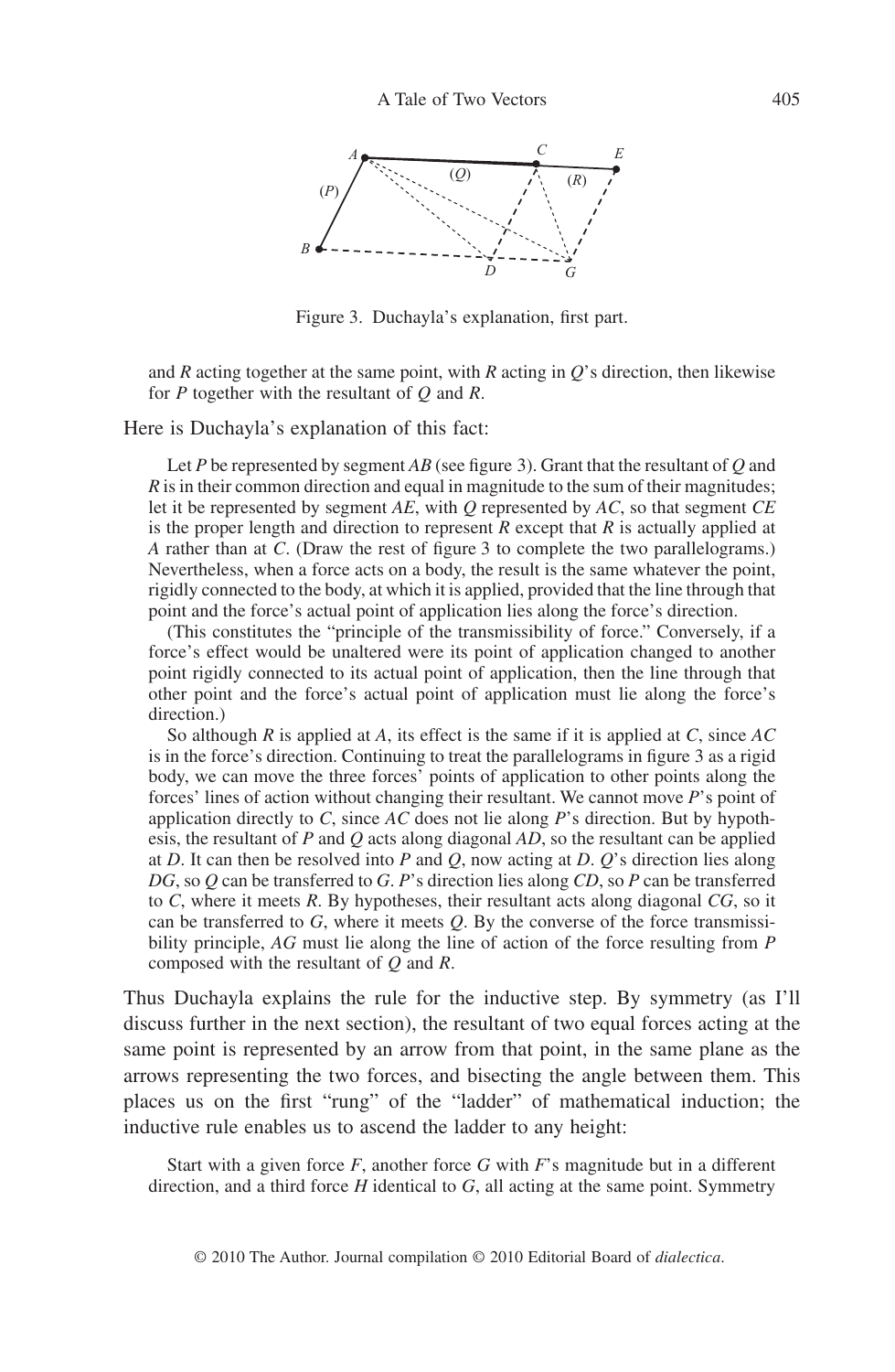Figure 3. Duchayla's explanation, first part.

and *R* acting together at the same point, with *R* acting in *Q*'s direction, then likewise for *P* together with the resultant of *Q* and *R*.

Here is Duchayla's explanation of this fact:

> Let *P* be represented by segment *AB* (see figure 3). Grant that the resultant of *Q* and *R* is in their common direction and equal in magnitude to the sum of their magnitudes; let it be represented by segment *AE*, with *Q* represented by *AC*, so that segment *CE* is the proper length and direction to represent *R* except that *R* is actually applied at *A* rather than at *C*. (Draw the rest of figure 3 to complete the two parallelograms.) Nevertheless, when a force acts on a body, the result is the same whatever the point, rigidly connected to the body, at which it is applied, provided that the line through that point and the force's actual point of application lies along the force's direction.
>
> (This constitutes the "principle of the transmissibility of force." Conversely, if a force's effect would be unaltered were its point of application changed to another point rigidly connected to its actual point of application, then the line through that other point and the force's actual point of application must lie along the force's direction.)
>
> So although *R* is applied at *A*, its effect is the same if it is applied at *C*, since *AC* is in the force's direction. Continuing to treat the parallelograms in figure 3 as a rigid body, we can move the three forces' points of application to other points along the forces' lines of action without changing their resultant. We cannot move *P*'s point of application directly to *C*, since *AC* does not lie along *P*'s direction. But by hypothesis, the resultant of *P* and *Q* acts along diagonal *AD*, so the resultant can be applied at *D*. It can then be resolved into *P* and *Q*, now acting at *D*. *Q*'s direction lies along *DG*, so *Q* can be transferred to *G*. *P*'s direction lies along *CD*, so *P* can be transferred to *C*, where it meets *R*. By hypotheses, their resultant acts along diagonal *CG*, so it can be transferred to *G*, where it meets *Q*. By the converse of the force transmissibility principle, *AG* must lie along the line of action of the force resulting from *P* composed with the resultant of *Q* and *R*.

Thus Duchayla explains the rule for the inductive step. By symmetry (as I'll discuss further in the next section), the resultant of two equal forces acting at the same point is represented by an arrow from that point, in the same plane as the arrows representing the two forces, and bisecting the angle between them. This places us on the first "rung" of the "ladder" of mathematical induction; the inductive rule enables us to ascend the ladder to any height:

> Start with a given force *F*, another force *G* with *F*'s magnitude but in a different direction, and a third force *H* identical to *G*, all acting at the same point. Symmetry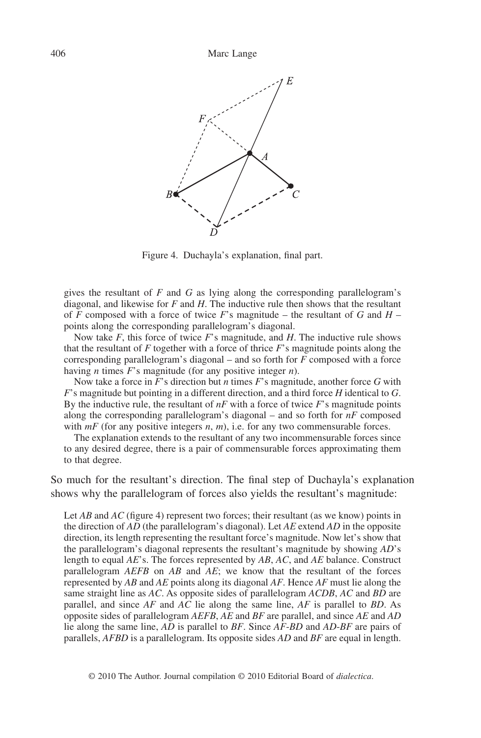Figure 4. Duchayla's explanation, final part.

> gives the resultant of *F* and *G* as lying along the corresponding parallelogram's diagonal, and likewise for *F* and *H*. The inductive rule then shows that the resultant of *F* composed with a force of twice *F*'s magnitude – the resultant of *G* and *H* – points along the corresponding parallelogram's diagonal.
>
> Now take *F*, this force of twice *F*'s magnitude, and *H*. The inductive rule shows that the resultant of *F* together with a force of thrice *F*'s magnitude points along the corresponding parallelogram's diagonal – and so forth for *F* composed with a force having *n* times *F*'s magnitude (for any positive integer *n*).
>
> Now take a force in *F*'s direction but *n* times *F*'s magnitude, another force *G* with *F*'s magnitude but pointing in a different direction, and a third force *H* identical to *G*. By the inductive rule, the resultant of *nF* with a force of twice *F*'s magnitude points along the corresponding parallelogram's diagonal – and so forth for *nF* composed with *mF* (for any positive integers *n*, *m*), i.e. for any two commensurable forces.
>
> The explanation extends to the resultant of any two incommensurable forces since to any desired degree, there is a pair of commensurable forces approximating them to that degree.

So much for the resultant's direction. The final step of Duchayla's explanation shows why the parallelogram of forces also yields the resultant's magnitude:

> Let *AB* and *AC* (figure 4) represent two forces; their resultant (as we know) points in the direction of *AD* (the parallelogram's diagonal). Let *AE* extend *AD* in the opposite direction, its length representing the resultant force's magnitude. Now let's show that the parallelogram's diagonal represents the resultant's magnitude by showing *AD*'s length to equal *AE*'s. The forces represented by *AB*, *AC*, and *AE* balance. Construct parallelogram *AEFB* on *AB* and *AE*; we know that the resultant of the forces represented by *AB* and *AE* points along its diagonal *AF*. Hence *AF* must lie along the same straight line as *AC*. As opposite sides of parallelogram *ACDB*, *AC* and *BD* are parallel, and since *AF* and *AC* lie along the same line, *AF* is parallel to *BD*. As opposite sides of parallelogram *AEFB*, *AE* and *BF* are parallel, and since *AE* and *AD* lie along the same line, *AD* is parallel to *BF*. Since *AF*-*BD* and *AD*-*BF* are pairs of parallels, *AFBD* is a parallelogram. Its opposite sides *AD* and *BF* are equal in length.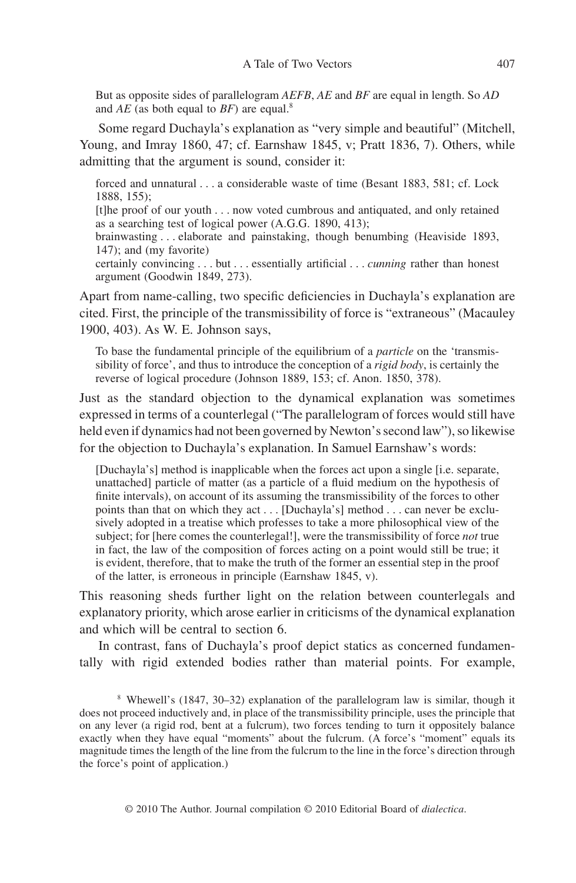But as opposite sides of parallelogram *AEFB*, *AE* and *BF* are equal in length. So *AD* and *AE* (as both equal to *BF*) are equal.[8]

Some regard Duchayla's explanation as "very simple and beautiful" (Mitchell, Young, and Imray 1860, 47; cf. Earnshaw 1845, v; Pratt 1836, 7). Others, while admitting that the argument is sound, consider it:

> forced and unnatural . . . a considerable waste of time (Besant 1883, 581; cf. Lock 1888, 155);
> [t]he proof of our youth . . . now voted cumbrous and antiquated, and only retained as a searching test of logical power (A.G.G. 1890, 413);
> brainwasting . . . elaborate and painstaking, though benumbing (Heaviside 1893, 147); and (my favorite)
> certainly convincing . . . but . . . essentially artificial . . . *cunning* rather than honest argument (Goodwin 1849, 273).

Apart from name-calling, two specific deficiencies in Duchayla's explanation are cited. First, the principle of the transmissibility of force is "extraneous" (Macauley 1900, 403). As W. E. Johnson says,

> To base the fundamental principle of the equilibrium of a *particle* on the 'transmissibility of force', and thus to introduce the conception of a *rigid body*, is certainly the reverse of logical procedure (Johnson 1889, 153; cf. Anon. 1850, 378).

Just as the standard objection to the dynamical explanation was sometimes expressed in terms of a counterlegal ("The parallelogram of forces would still have held even if dynamics had not been governed by Newton's second law"), so likewise for the objection to Duchayla's explanation. In Samuel Earnshaw's words:

> [Duchayla's] method is inapplicable when the forces act upon a single [i.e. separate, unattached] particle of matter (as a particle of a fluid medium on the hypothesis of finite intervals), on account of its assuming the transmissibility of the forces to other points than that on which they act . . . [Duchayla's] method . . . can never be exclusively adopted in a treatise which professes to take a more philosophical view of the subject; for [here comes the counterlegal!], were the transmissibility of force *not* true in fact, the law of the composition of forces acting on a point would still be true; it is evident, therefore, that to make the truth of the former an essential step in the proof of the latter, is erroneous in principle (Earnshaw 1845, v).

This reasoning sheds further light on the relation between counterlegals and explanatory priority, which arose earlier in criticisms of the dynamical explanation and which will be central to section 6.

In contrast, fans of Duchayla's proof depict statics as concerned fundamentally with rigid extended bodies rather than material points. For example,

[8] Whewell's (1847, 30–32) explanation of the parallelogram law is similar, though it does not proceed inductively and, in place of the transmissibility principle, uses the principle that on any lever (a rigid rod, bent at a fulcrum), two forces tending to turn it oppositely balance exactly when they have equal "moments" about the fulcrum. (A force's "moment" equals its magnitude times the length of the line from the fulcrum to the line in the force's direction through the force's point of application.)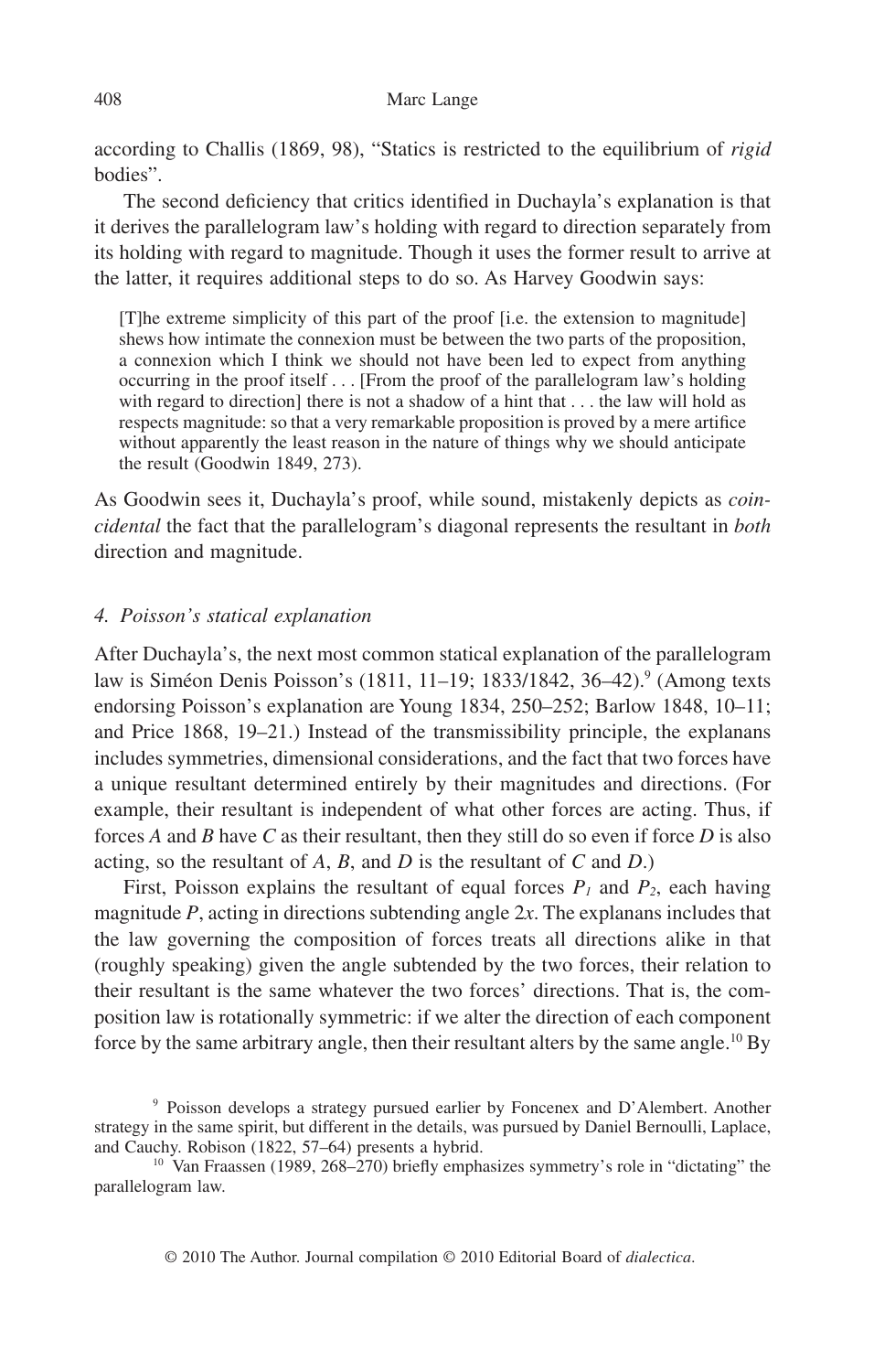according to Challis (1869, 98), "Statics is restricted to the equilibrium of *rigid* bodies".

The second deficiency that critics identified in Duchayla's explanation is that it derives the parallelogram law's holding with regard to direction separately from its holding with regard to magnitude. Though it uses the former result to arrive at the latter, it requires additional steps to do so. As Harvey Goodwin says:

> [T]he extreme simplicity of this part of the proof [i.e. the extension to magnitude] shews how intimate the connexion must be between the two parts of the proposition, a connexion which I think we should not have been led to expect from anything occurring in the proof itself . . . [From the proof of the parallelogram law's holding with regard to direction] there is not a shadow of a hint that . . . the law will hold as respects magnitude: so that a very remarkable proposition is proved by a mere artifice without apparently the least reason in the nature of things why we should anticipate the result (Goodwin 1849, 273).

As Goodwin sees it, Duchayla's proof, while sound, mistakenly depicts as *coincidental* the fact that the parallelogram's diagonal represents the resultant in *both* direction and magnitude.

### *4. Poisson's statical explanation*

After Duchayla's, the next most common statical explanation of the parallelogram law is Siméon Denis Poisson's (1811, 11–19; 1833/1842, 36–42).[9] (Among texts endorsing Poisson's explanation are Young 1834, 250–252; Barlow 1848, 10–11; and Price 1868, 19–21.) Instead of the transmissibility principle, the explanans includes symmetries, dimensional considerations, and the fact that two forces have a unique resultant determined entirely by their magnitudes and directions. (For example, their resultant is independent of what other forces are acting. Thus, if forces *A* and *B* have *C* as their resultant, then they still do so even if force *D* is also acting, so the resultant of *A*, *B*, and *D* is the resultant of *C* and *D*.)

First, Poisson explains the resultant of equal forces $P_1$ and $P_2$, each having magnitude *P*, acting in directions subtending angle $2x$. The explanans includes that the law governing the composition of forces treats all directions alike in that (roughly speaking) given the angle subtended by the two forces, their relation to their resultant is the same whatever the two forces' directions. That is, the composition law is rotationally symmetric: if we alter the direction of each component force by the same arbitrary angle, then their resultant alters by the same angle.[10] By

[9] Poisson develops a strategy pursued earlier by Foncenex and D'Alembert. Another strategy in the same spirit, but different in the details, was pursued by Daniel Bernoulli, Laplace, and Cauchy. Robison (1822, 57–64) presents a hybrid.

[10] Van Fraassen (1989, 268–270) briefly emphasizes symmetry's role in "dictating" the parallelogram law.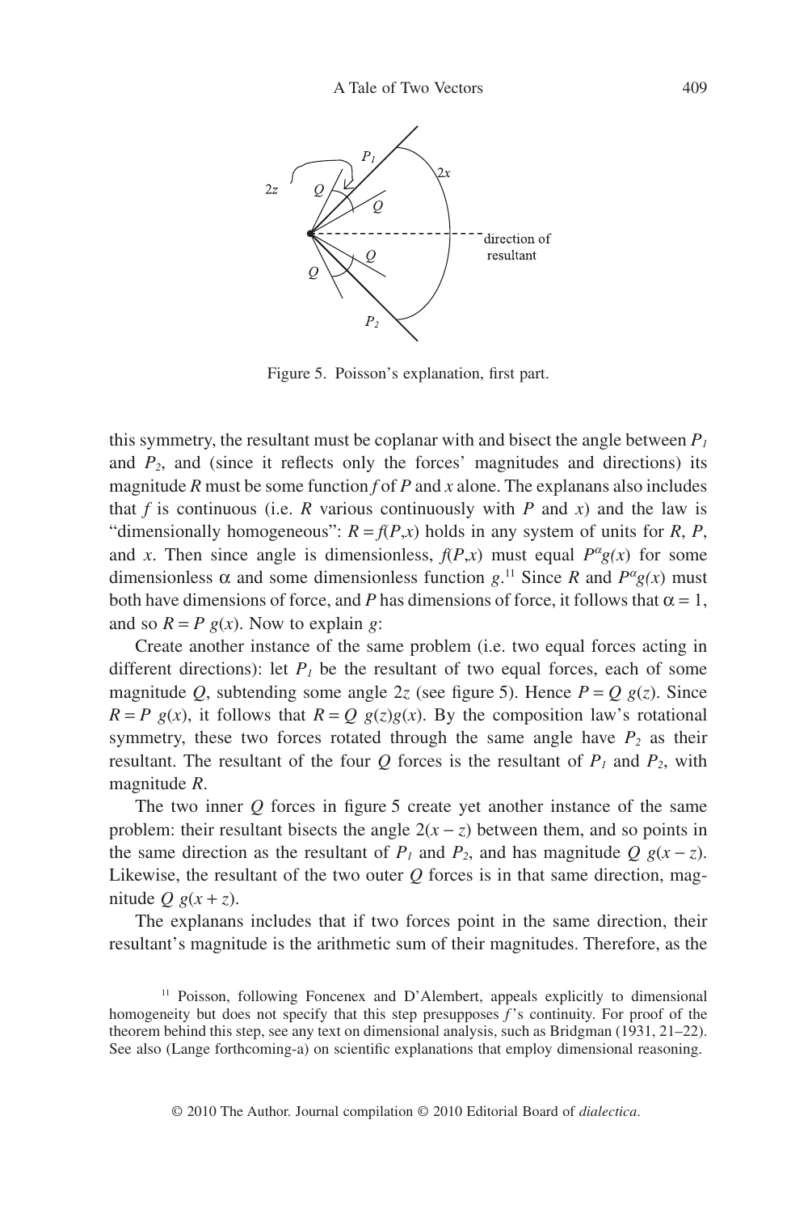Figure 5. Poisson's explanation, first part.

this symmetry, the resultant must be coplanar with and bisect the angle between $P_1$ and $P_2$, and (since it reflects only the forces' magnitudes and directions) its magnitude $R$ must be some function $f$ of $P$ and $x$ alone. The explanans also includes that $f$ is continuous (i.e. $R$ various continuously with $P$ and $x$) and the law is "dimensionally homogeneous": $R = f(P,x)$ holds in any system of units for $R$, $P$, and $x$. Then since angle is dimensionless, $f(P,x)$ must equal $P^{\alpha}g(x)$ for some dimensionless $\alpha$ and some dimensionless function $g$.[11] Since $R$ and $P^{\alpha}g(x)$ must both have dimensions of force, and $P$ has dimensions of force, it follows that $\alpha = 1$, and so $R = P\ g(x)$. Now to explain $g$:

Create another instance of the same problem (i.e. two equal forces acting in different directions): let $P_1$ be the resultant of two equal forces, each of some magnitude $Q$, subtending some angle $2z$ (see figure 5). Hence $P = Q\ g(z)$. Since $R = P\ g(x)$, it follows that $R = Q\ g(z)g(x)$. By the composition law's rotational symmetry, these two forces rotated through the same angle have $P_2$ as their resultant. The resultant of the four $Q$ forces is the resultant of $P_1$ and $P_2$, with magnitude $R$.

The two inner $Q$ forces in figure 5 create yet another instance of the same problem: their resultant bisects the angle $2(x - z)$ between them, and so points in the same direction as the resultant of $P_1$ and $P_2$, and has magnitude $Q\ g(x - z)$. Likewise, the resultant of the two outer $Q$ forces is in that same direction, magnitude $Q\ g(x + z)$.

The explanans includes that if two forces point in the same direction, their resultant's magnitude is the arithmetic sum of their magnitudes. Therefore, as the

[11] Poisson, following Foncenex and D'Alembert, appeals explicitly to dimensional homogeneity but does not specify that this step presupposes $f$'s continuity. For proof of the theorem behind this step, see any text on dimensional analysis, such as Bridgman (1931, 21–22). See also (Lange forthcoming-a) on scientific explanations that employ dimensional reasoning.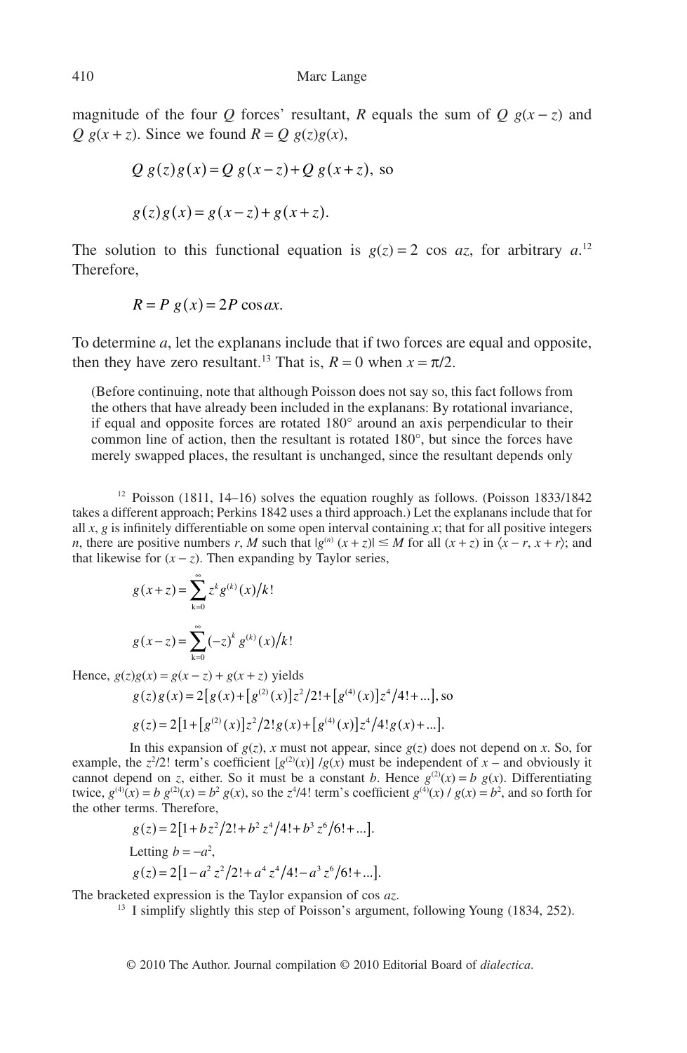magnitude of the four $Q$ forces' resultant, $R$ equals the sum of $Q\ g(x-z)$ and $Q\ g(x+z)$. Since we found $R = Q\ g(z)g(x)$,

$$Q\ g(z)g(x) = Q\ g(x-z) + Q\ g(x+z), \text{ so}$$

$$g(z)g(x) = g(x-z) + g(x+z).$$

The solution to this functional equation is $g(z) = 2 \cos az$, for arbitrary $a$.[12] Therefore,

$$R = P\ g(x) = 2P \cos ax.$$

To determine $a$, let the explanans include that if two forces are equal and opposite, then they have zero resultant.[13] That is, $R = 0$ when $x = \pi/2$.

(Before continuing, note that although Poisson does not say so, this fact follows from the others that have already been included in the explanans: By rotational invariance, if equal and opposite forces are rotated 180° around an axis perpendicular to their common line of action, then the resultant is rotated 180°, but since the forces have merely swapped places, the resultant is unchanged, since the resultant depends only

---

[12] Poisson (1811, 14–16) solves the equation roughly as follows. (Poisson 1833/1842 takes a different approach; Perkins 1842 uses a third approach.) Let the explanans include that for all $x$, $g$ is infinitely differentiable on some open interval containing $x$; that for all positive integers $n$, there are positive numbers $r$, $M$ such that $|g^{(n)}(x+z)| \leq M$ for all $(x+z)$ in $\langle x-r, x+r \rangle$; and that likewise for $(x-z)$. Then expanding by Taylor series,

$$g(x+z) = \sum_{k=0}^{\infty} z^k g^{(k)}(x)/k!$$

$$g(x-z) = \sum_{k=0}^{\infty} (-z)^k g^{(k)}(x)/k!$$

Hence, $g(z)g(x) = g(x-z) + g(x+z)$ yields

$$g(z)g(x) = 2[g(x) + [g^{(2)}(x)]z^2/2! + [g^{(4)}(x)]z^4/4! + \ldots], \text{ so}$$

$$g(z) = 2[1 + [g^{(2)}(x)]z^2/2!g(x) + [g^{(4)}(x)]z^4/4!g(x) + \ldots].$$

In this expansion of $g(z)$, $x$ must not appear, since $g(z)$ does not depend on $x$. So, for example, the $z^2/2!$ term's coefficient $[g^{(2)}(x)]/g(x)$ must be independent of $x$ – and obviously it cannot depend on $z$, either. So it must be a constant $b$. Hence $g^{(2)}(x) = b\ g(x)$. Differentiating twice, $g^{(4)}(x) = b\ g^{(2)}(x) = b^2\ g(x)$, so the $z^4/4!$ term's coefficient $g^{(4)}(x) / g(x) = b^2$, and so forth for the other terms. Therefore,

$$g(z) = 2[1 + bz^2/2! + b^2 z^4/4! + b^3 z^6/6! + \ldots].$$

Letting $b = -a^2$,

$$g(z) = 2[1 - a^2 z^2/2! + a^4 z^4/4! - a^3 z^6/6! + \ldots].$$

The bracketed expression is the Taylor expansion of $\cos az$.

[13] I simplify slightly this step of Poisson's argument, following Young (1834, 252).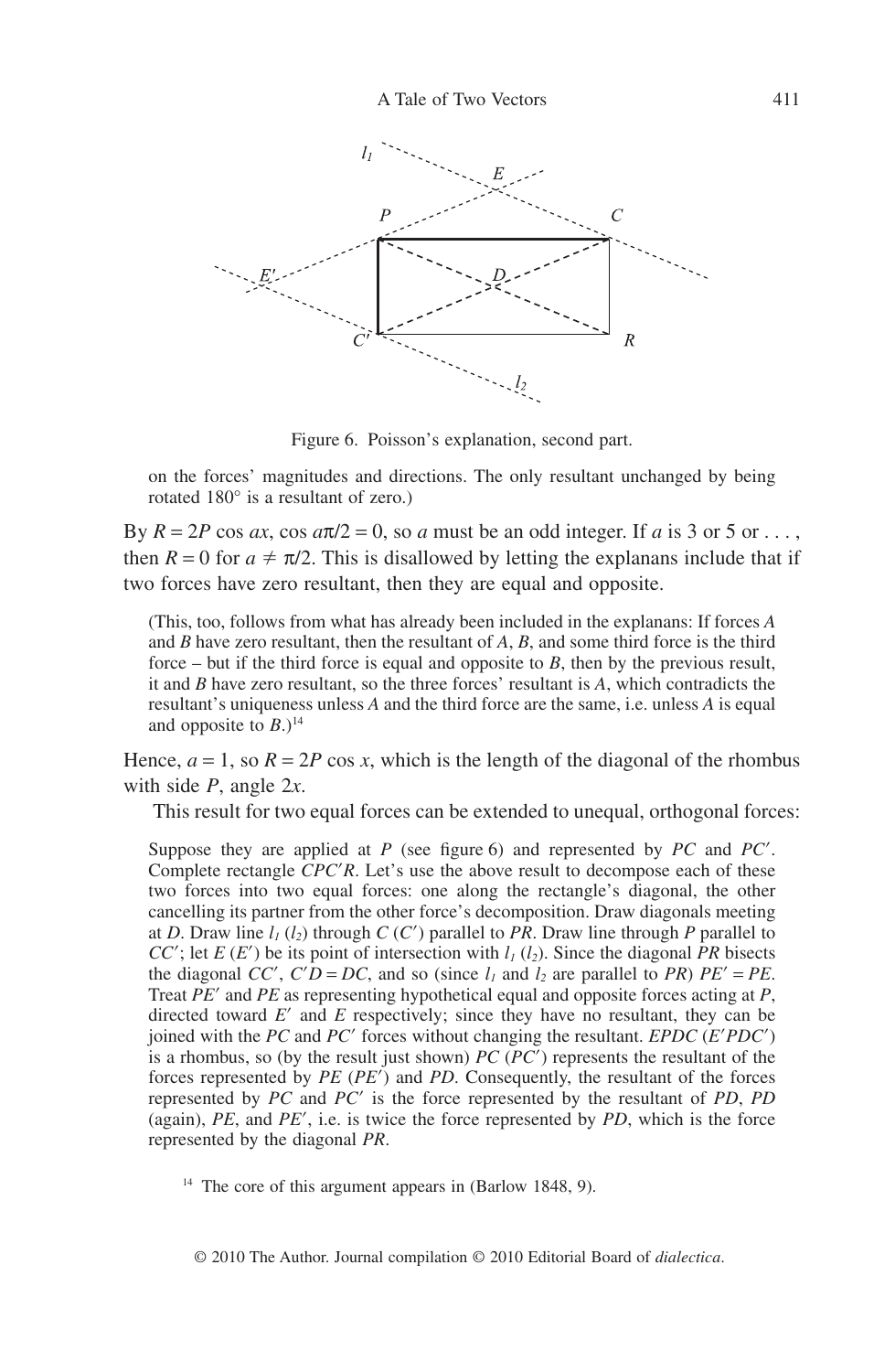Figure 6. Poisson's explanation, second part.

> on the forces' magnitudes and directions. The only resultant unchanged by being rotated 180° is a resultant of zero.)

By $R = 2P \cos ax$, $\cos a\pi/2 = 0$, so $a$ must be an odd integer. If $a$ is 3 or 5 or . . . , then $R = 0$ for $a \neq \pi/2$. This is disallowed by letting the explanans include that if two forces have zero resultant, then they are equal and opposite.

> (This, too, follows from what has already been included in the explanans: If forces $A$ and $B$ have zero resultant, then the resultant of $A$, $B$, and some third force is the third force – but if the third force is equal and opposite to $B$, then by the previous result, it and $B$ have zero resultant, so the three forces' resultant is $A$, which contradicts the resultant's uniqueness unless $A$ and the third force are the same, i.e. unless $A$ is equal and opposite to $B$.)[14]

Hence, $a = 1$, so $R = 2P \cos x$, which is the length of the diagonal of the rhombus with side $P$, angle $2x$.

This result for two equal forces can be extended to unequal, orthogonal forces:

> Suppose they are applied at $P$ (see figure 6) and represented by $PC$ and $PC'$. Complete rectangle $CPC'R$. Let's use the above result to decompose each of these two forces into two equal forces: one along the rectangle's diagonal, the other cancelling its partner from the other force's decomposition. Draw diagonals meeting at $D$. Draw line $l_1$ ($l_2$) through $C$ ($C'$) parallel to $PR$. Draw line through $P$ parallel to $CC'$; let $E$ ($E'$) be its point of intersection with $l_1$ ($l_2$). Since the diagonal $PR$ bisects the diagonal $CC'$, $C'D = DC$, and so (since $l_1$ and $l_2$ are parallel to $PR$) $PE' = PE$. Treat $PE'$ and $PE$ as representing hypothetical equal and opposite forces acting at $P$, directed toward $E'$ and $E$ respectively; since they have no resultant, they can be joined with the $PC$ and $PC'$ forces without changing the resultant. $EPDC$ ($E'PDC'$) is a rhombus, so (by the result just shown) $PC$ ($PC'$) represents the resultant of the forces represented by $PE$ ($PE'$) and $PD$. Consequently, the resultant of the forces represented by $PC$ and $PC'$ is the force represented by the resultant of $PD$, $PD$ (again), $PE$, and $PE'$, i.e. is twice the force represented by $PD$, which is the force represented by the diagonal $PR$.

[14] The core of this argument appears in (Barlow 1848, 9).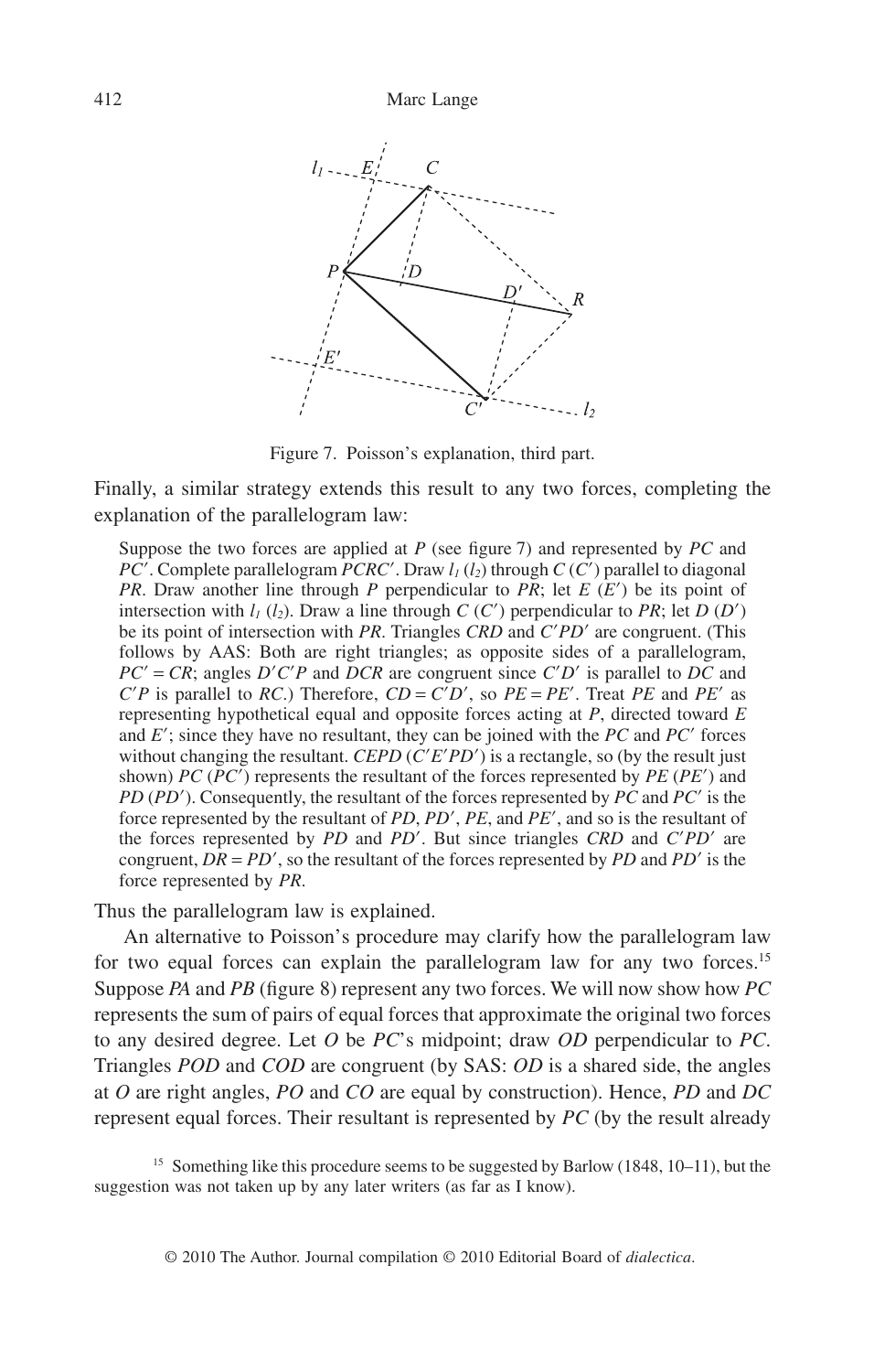Figure 7. Poisson's explanation, third part.

Finally, a similar strategy extends this result to any two forces, completing the explanation of the parallelogram law:

> Suppose the two forces are applied at *P* (see figure 7) and represented by *PC* and *PC′*. Complete parallelogram *PCRC′*. Draw $l_1$ ($l_2$) through *C* (*C′*) parallel to diagonal *PR*. Draw another line through *P* perpendicular to *PR*; let *E* (*E′*) be its point of intersection with $l_1$ ($l_2$). Draw a line through *C* (*C′*) perpendicular to *PR*; let *D* (*D′*) be its point of intersection with *PR*. Triangles *CRD* and *C′PD′* are congruent. (This follows by AAS: Both are right triangles; as opposite sides of a parallelogram, *PC′* = *CR*; angles *D′C′P* and *DCR* are congruent since *C′D′* is parallel to *DC* and *C′P* is parallel to *RC*.) Therefore, *CD* = *C′D′*, so *PE* = *PE′*. Treat *PE* and *PE′* as representing hypothetical equal and opposite forces acting at *P*, directed toward *E* and *E′*; since they have no resultant, they can be joined with the *PC* and *PC′* forces without changing the resultant. *CEPD* (*C′E′PD′*) is a rectangle, so (by the result just shown) *PC* (*PC′*) represents the resultant of the forces represented by *PE* (*PE′*) and *PD* (*PD′*). Consequently, the resultant of the forces represented by *PC* and *PC′* is the force represented by the resultant of *PD*, *PD′*, *PE*, and *PE′*, and so is the resultant of the forces represented by *PD* and *PD′*. But since triangles *CRD* and *C′PD′* are congruent, *DR* = *PD′*, so the resultant of the forces represented by *PD* and *PD′* is the force represented by *PR*.

Thus the parallelogram law is explained.

An alternative to Poisson's procedure may clarify how the parallelogram law for two equal forces can explain the parallelogram law for any two forces.[15] Suppose *PA* and *PB* (figure 8) represent any two forces. We will now show how *PC* represents the sum of pairs of equal forces that approximate the original two forces to any desired degree. Let *O* be *PC*'s midpoint; draw *OD* perpendicular to *PC*. Triangles *POD* and *COD* are congruent (by SAS: *OD* is a shared side, the angles at *O* are right angles, *PO* and *CO* are equal by construction). Hence, *PD* and *DC* represent equal forces. Their resultant is represented by *PC* (by the result already

[15] Something like this procedure seems to be suggested by Barlow (1848, 10–11), but the suggestion was not taken up by any later writers (as far as I know).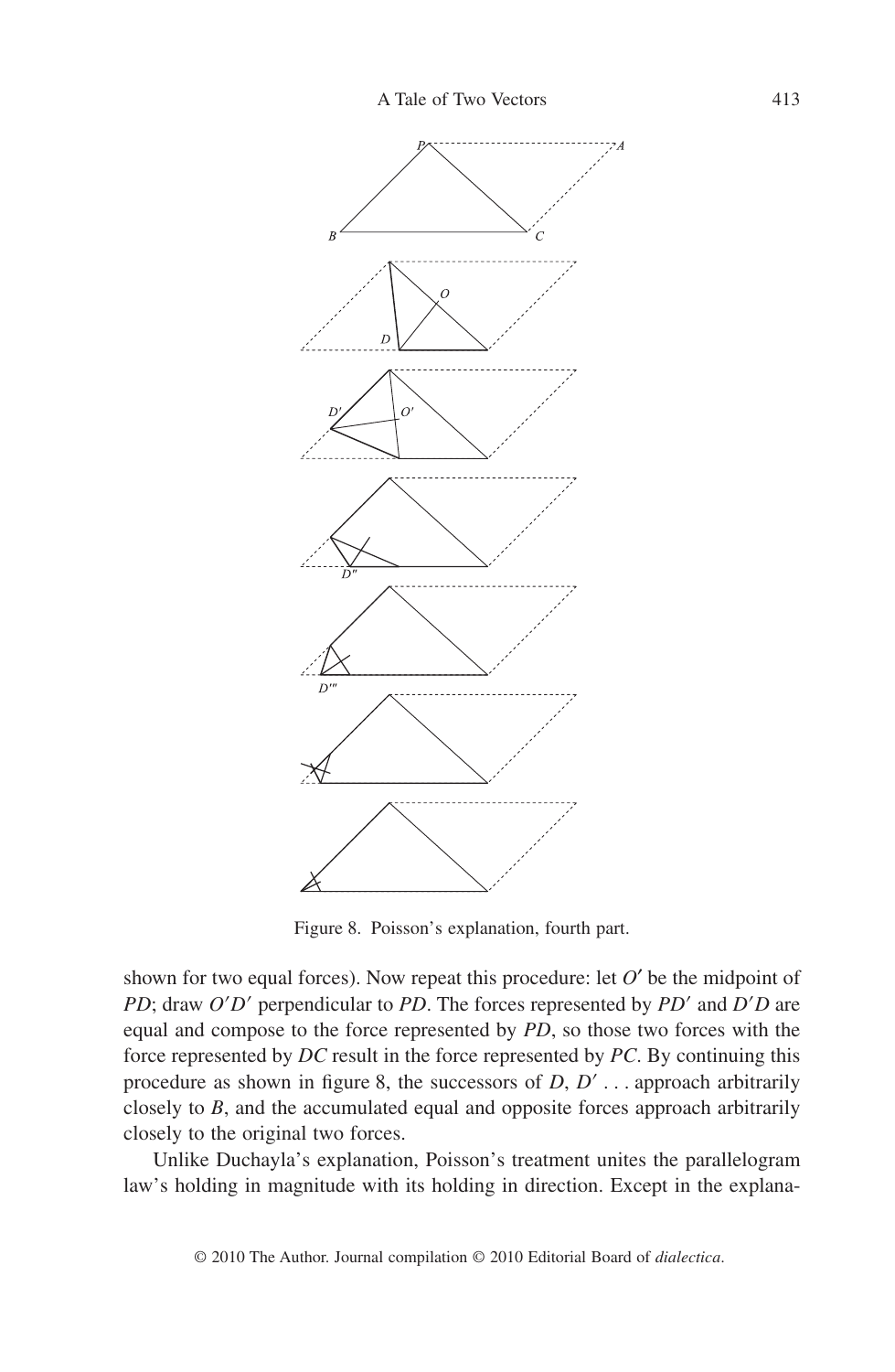Figure 8. Poisson's explanation, fourth part.

shown for two equal forces). Now repeat this procedure: let $O'$ be the midpoint of $PD$; draw $O'D'$ perpendicular to $PD$. The forces represented by $PD'$ and $D'D$ are equal and compose to the force represented by $PD$, so those two forces with the force represented by $DC$ result in the force represented by $PC$. By continuing this procedure as shown in figure 8, the successors of $D$, $D'$ . . . approach arbitrarily closely to $B$, and the accumulated equal and opposite forces approach arbitrarily closely to the original two forces.

Unlike Duchayla's explanation, Poisson's treatment unites the parallelogram law's holding in magnitude with its holding in direction. Except in the explana-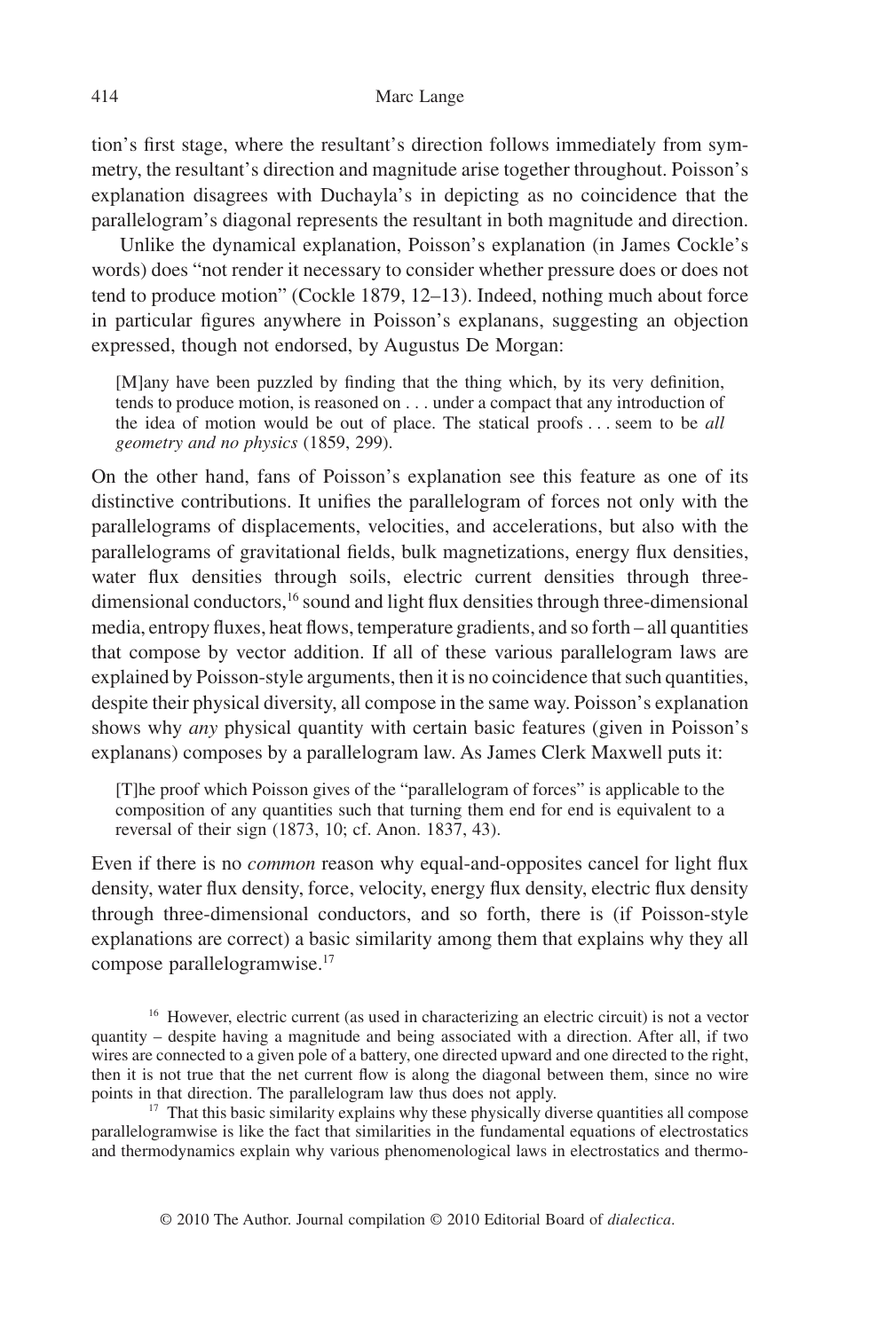tion's first stage, where the resultant's direction follows immediately from symmetry, the resultant's direction and magnitude arise together throughout. Poisson's explanation disagrees with Duchayla's in depicting as no coincidence that the parallelogram's diagonal represents the resultant in both magnitude and direction.

Unlike the dynamical explanation, Poisson's explanation (in James Cockle's words) does "not render it necessary to consider whether pressure does or does not tend to produce motion" (Cockle 1879, 12–13). Indeed, nothing much about force in particular figures anywhere in Poisson's explanans, suggesting an objection expressed, though not endorsed, by Augustus De Morgan:

> [M]any have been puzzled by finding that the thing which, by its very definition, tends to produce motion, is reasoned on . . . under a compact that any introduction of the idea of motion would be out of place. The statical proofs . . . seem to be *all geometry and no physics* (1859, 299).

On the other hand, fans of Poisson's explanation see this feature as one of its distinctive contributions. It unifies the parallelogram of forces not only with the parallelograms of displacements, velocities, and accelerations, but also with the parallelograms of gravitational fields, bulk magnetizations, energy flux densities, water flux densities through soils, electric current densities through three-dimensional conductors,[16] sound and light flux densities through three-dimensional media, entropy fluxes, heat flows, temperature gradients, and so forth – all quantities that compose by vector addition. If all of these various parallelogram laws are explained by Poisson-style arguments, then it is no coincidence that such quantities, despite their physical diversity, all compose in the same way. Poisson's explanation shows why *any* physical quantity with certain basic features (given in Poisson's explanans) composes by a parallelogram law. As James Clerk Maxwell puts it:

> [T]he proof which Poisson gives of the "parallelogram of forces" is applicable to the composition of any quantities such that turning them end for end is equivalent to a reversal of their sign (1873, 10; cf. Anon. 1837, 43).

Even if there is no *common* reason why equal-and-opposites cancel for light flux density, water flux density, force, velocity, energy flux density, electric flux density through three-dimensional conductors, and so forth, there is (if Poisson-style explanations are correct) a basic similarity among them that explains why they all compose parallelogramwise.[17]

[16] However, electric current (as used in characterizing an electric circuit) is not a vector quantity – despite having a magnitude and being associated with a direction. After all, if two wires are connected to a given pole of a battery, one directed upward and one directed to the right, then it is not true that the net current flow is along the diagonal between them, since no wire points in that direction. The parallelogram law thus does not apply.

[17] That this basic similarity explains why these physically diverse quantities all compose parallelogramwise is like the fact that similarities in the fundamental equations of electrostatics and thermodynamics explain why various phenomenological laws in electrostatics and thermo-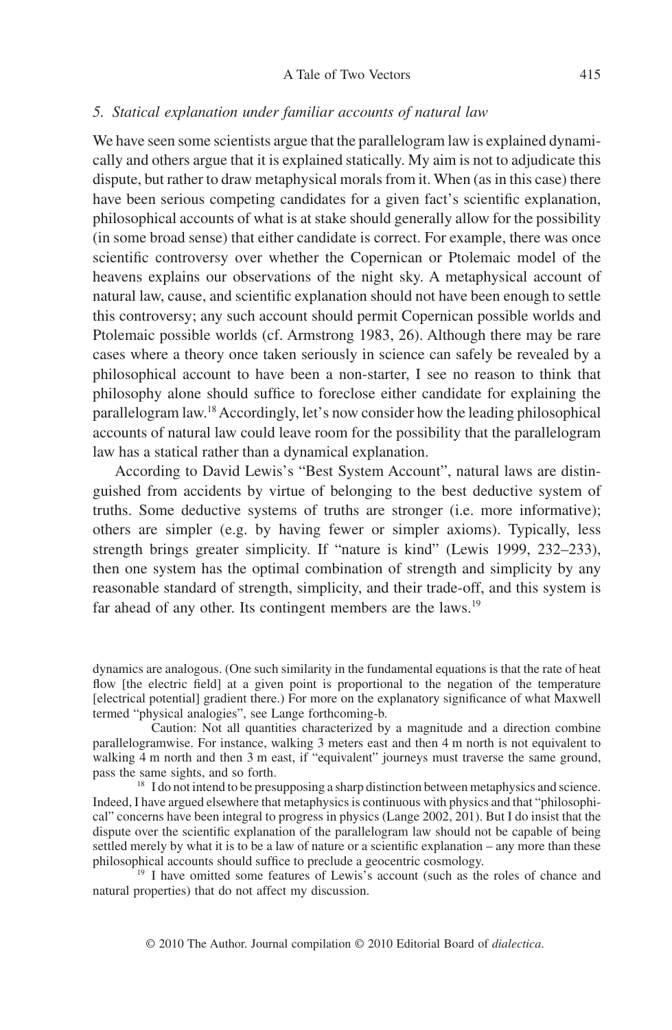*5. Statical explanation under familiar accounts of natural law*

We have seen some scientists argue that the parallelogram law is explained dynamically and others argue that it is explained statically. My aim is not to adjudicate this dispute, but rather to draw metaphysical morals from it. When (as in this case) there have been serious competing candidates for a given fact's scientific explanation, philosophical accounts of what is at stake should generally allow for the possibility (in some broad sense) that either candidate is correct. For example, there was once scientific controversy over whether the Copernican or Ptolemaic model of the heavens explains our observations of the night sky. A metaphysical account of natural law, cause, and scientific explanation should not have been enough to settle this controversy; any such account should permit Copernican possible worlds and Ptolemaic possible worlds (cf. Armstrong 1983, 26). Although there may be rare cases where a theory once taken seriously in science can safely be revealed by a philosophical account to have been a non-starter, I see no reason to think that philosophy alone should suffice to foreclose either candidate for explaining the parallelogram law.[18] Accordingly, let's now consider how the leading philosophical accounts of natural law could leave room for the possibility that the parallelogram law has a statical rather than a dynamical explanation.

According to David Lewis's "Best System Account", natural laws are distinguished from accidents by virtue of belonging to the best deductive system of truths. Some deductive systems of truths are stronger (i.e. more informative); others are simpler (e.g. by having fewer or simpler axioms). Typically, less strength brings greater simplicity. If "nature is kind" (Lewis 1999, 232–233), then one system has the optimal combination of strength and simplicity by any reasonable standard of strength, simplicity, and their trade-off, and this system is far ahead of any other. Its contingent members are the laws.[19]

dynamics are analogous. (One such similarity in the fundamental equations is that the rate of heat flow [the electric field] at a given point is proportional to the negation of the temperature [electrical potential] gradient there.) For more on the explanatory significance of what Maxwell termed "physical analogies", see Lange forthcoming-b.

Caution: Not all quantities characterized by a magnitude and a direction combine parallelogramwise. For instance, walking 3 meters east and then 4 m north is not equivalent to walking 4 m north and then 3 m east, if "equivalent" journeys must traverse the same ground, pass the same sights, and so forth.

[18] I do not intend to be presupposing a sharp distinction between metaphysics and science. Indeed, I have argued elsewhere that metaphysics is continuous with physics and that "philosophical" concerns have been integral to progress in physics (Lange 2002, 201). But I do insist that the dispute over the scientific explanation of the parallelogram law should not be capable of being settled merely by what it is to be a law of nature or a scientific explanation – any more than these philosophical accounts should suffice to preclude a geocentric cosmology.

[19] I have omitted some features of Lewis's account (such as the roles of chance and natural properties) that do not affect my discussion.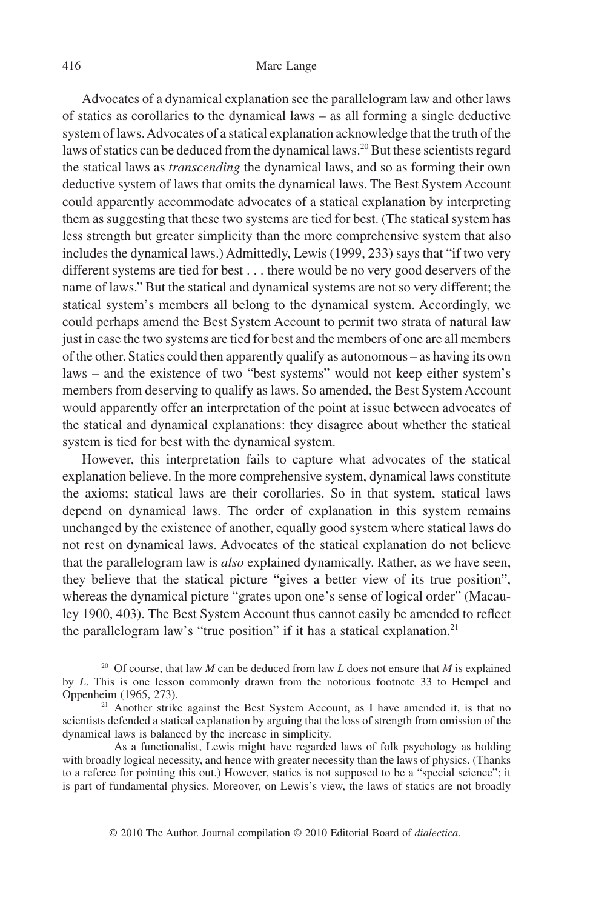Advocates of a dynamical explanation see the parallelogram law and other laws of statics as corollaries to the dynamical laws – as all forming a single deductive system of laws. Advocates of a statical explanation acknowledge that the truth of the laws of statics can be deduced from the dynamical laws.[20] But these scientists regard the statical laws as *transcending* the dynamical laws, and so as forming their own deductive system of laws that omits the dynamical laws. The Best System Account could apparently accommodate advocates of a statical explanation by interpreting them as suggesting that these two systems are tied for best. (The statical system has less strength but greater simplicity than the more comprehensive system that also includes the dynamical laws.) Admittedly, Lewis (1999, 233) says that "if two very different systems are tied for best . . . there would be no very good deservers of the name of laws." But the statical and dynamical systems are not so very different; the statical system's members all belong to the dynamical system. Accordingly, we could perhaps amend the Best System Account to permit two strata of natural law just in case the two systems are tied for best and the members of one are all members of the other. Statics could then apparently qualify as autonomous – as having its own laws – and the existence of two "best systems" would not keep either system's members from deserving to qualify as laws. So amended, the Best System Account would apparently offer an interpretation of the point at issue between advocates of the statical and dynamical explanations: they disagree about whether the statical system is tied for best with the dynamical system.

However, this interpretation fails to capture what advocates of the statical explanation believe. In the more comprehensive system, dynamical laws constitute the axioms; statical laws are their corollaries. So in that system, statical laws depend on dynamical laws. The order of explanation in this system remains unchanged by the existence of another, equally good system where statical laws do not rest on dynamical laws. Advocates of the statical explanation do not believe that the parallelogram law is *also* explained dynamically. Rather, as we have seen, they believe that the statical picture "gives a better view of its true position", whereas the dynamical picture "grates upon one's sense of logical order" (Macauley 1900, 403). The Best System Account thus cannot easily be amended to reflect the parallelogram law's "true position" if it has a statical explanation.[21]

[20] Of course, that law *M* can be deduced from law *L* does not ensure that *M* is explained by *L*. This is one lesson commonly drawn from the notorious footnote 33 to Hempel and Oppenheim (1965, 273).

[21] Another strike against the Best System Account, as I have amended it, is that no scientists defended a statical explanation by arguing that the loss of strength from omission of the dynamical laws is balanced by the increase in simplicity.

As a functionalist, Lewis might have regarded laws of folk psychology as holding with broadly logical necessity, and hence with greater necessity than the laws of physics. (Thanks to a referee for pointing this out.) However, statics is not supposed to be a "special science"; it is part of fundamental physics. Moreover, on Lewis's view, the laws of statics are not broadly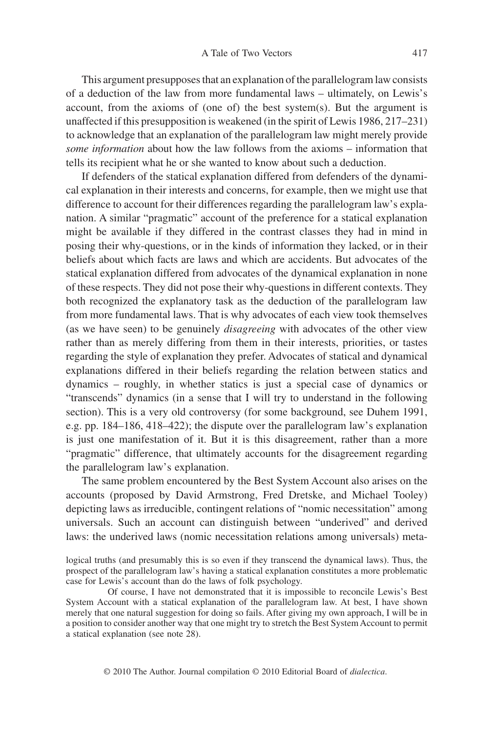This argument presupposes that an explanation of the parallelogram law consists of a deduction of the law from more fundamental laws – ultimately, on Lewis's account, from the axioms of (one of) the best system(s). But the argument is unaffected if this presupposition is weakened (in the spirit of Lewis 1986, 217–231) to acknowledge that an explanation of the parallelogram law might merely provide *some information* about how the law follows from the axioms – information that tells its recipient what he or she wanted to know about such a deduction.

If defenders of the statical explanation differed from defenders of the dynamical explanation in their interests and concerns, for example, then we might use that difference to account for their differences regarding the parallelogram law's explanation. A similar "pragmatic" account of the preference for a statical explanation might be available if they differed in the contrast classes they had in mind in posing their why-questions, or in the kinds of information they lacked, or in their beliefs about which facts are laws and which are accidents. But advocates of the statical explanation differed from advocates of the dynamical explanation in none of these respects. They did not pose their why-questions in different contexts. They both recognized the explanatory task as the deduction of the parallelogram law from more fundamental laws. That is why advocates of each view took themselves (as we have seen) to be genuinely *disagreeing* with advocates of the other view rather than as merely differing from them in their interests, priorities, or tastes regarding the style of explanation they prefer. Advocates of statical and dynamical explanations differed in their beliefs regarding the relation between statics and dynamics – roughly, in whether statics is just a special case of dynamics or "transcends" dynamics (in a sense that I will try to understand in the following section). This is a very old controversy (for some background, see Duhem 1991, e.g. pp. 184–186, 418–422); the dispute over the parallelogram law's explanation is just one manifestation of it. But it is this disagreement, rather than a more "pragmatic" difference, that ultimately accounts for the disagreement regarding the parallelogram law's explanation.

The same problem encountered by the Best System Account also arises on the accounts (proposed by David Armstrong, Fred Dretske, and Michael Tooley) depicting laws as irreducible, contingent relations of "nomic necessitation" among universals. Such an account can distinguish between "underived" and derived laws: the underived laws (nomic necessitation relations among universals) meta-

logical truths (and presumably this is so even if they transcend the dynamical laws). Thus, the prospect of the parallelogram law's having a statical explanation constitutes a more problematic case for Lewis's account than do the laws of folk psychology.

Of course, I have not demonstrated that it is impossible to reconcile Lewis's Best System Account with a statical explanation of the parallelogram law. At best, I have shown merely that one natural suggestion for doing so fails. After giving my own approach, I will be in a position to consider another way that one might try to stretch the Best System Account to permit a statical explanation (see note 28).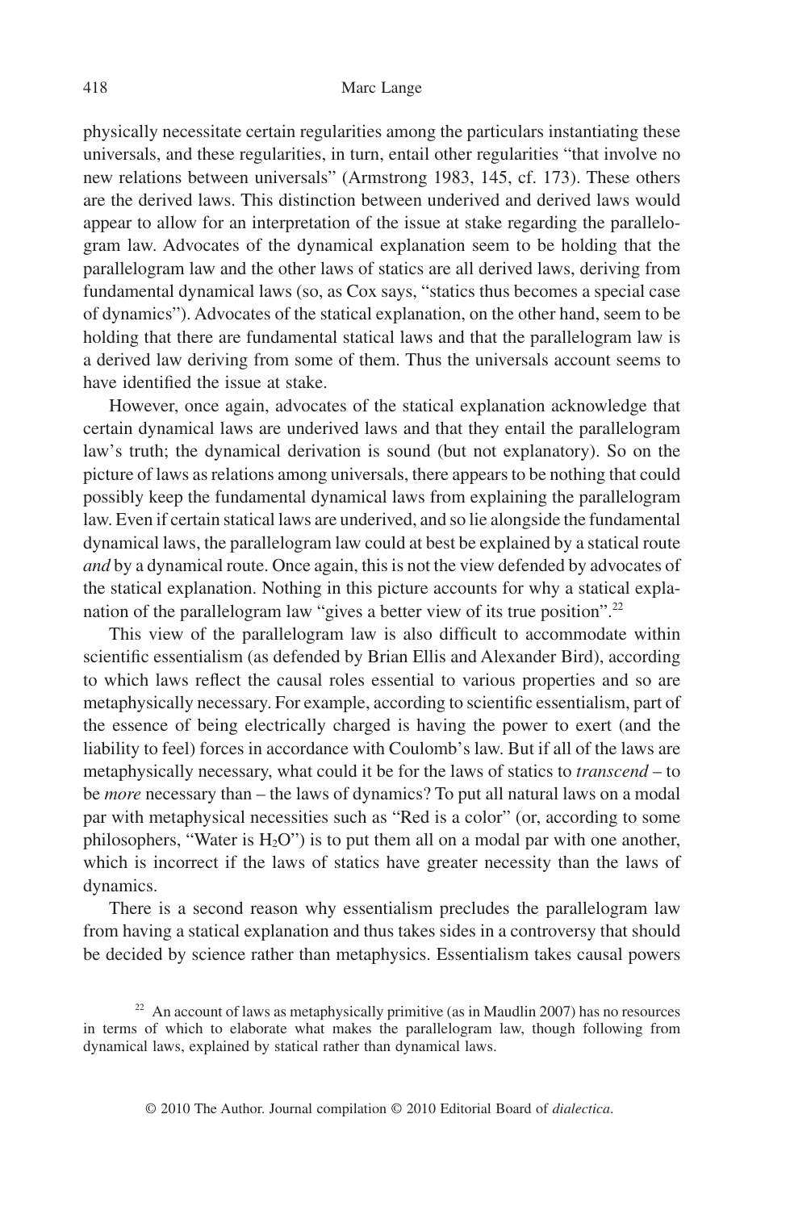physically necessitate certain regularities among the particulars instantiating these universals, and these regularities, in turn, entail other regularities "that involve no new relations between universals" (Armstrong 1983, 145, cf. 173). These others are the derived laws. This distinction between underived and derived laws would appear to allow for an interpretation of the issue at stake regarding the parallelogram law. Advocates of the dynamical explanation seem to be holding that the parallelogram law and the other laws of statics are all derived laws, deriving from fundamental dynamical laws (so, as Cox says, "statics thus becomes a special case of dynamics"). Advocates of the statical explanation, on the other hand, seem to be holding that there are fundamental statical laws and that the parallelogram law is a derived law deriving from some of them. Thus the universals account seems to have identified the issue at stake.

However, once again, advocates of the statical explanation acknowledge that certain dynamical laws are underived laws and that they entail the parallelogram law's truth; the dynamical derivation is sound (but not explanatory). So on the picture of laws as relations among universals, there appears to be nothing that could possibly keep the fundamental dynamical laws from explaining the parallelogram law. Even if certain statical laws are underived, and so lie alongside the fundamental dynamical laws, the parallelogram law could at best be explained by a statical route *and* by a dynamical route. Once again, this is not the view defended by advocates of the statical explanation. Nothing in this picture accounts for why a statical explanation of the parallelogram law "gives a better view of its true position".[22]

This view of the parallelogram law is also difficult to accommodate within scientific essentialism (as defended by Brian Ellis and Alexander Bird), according to which laws reflect the causal roles essential to various properties and so are metaphysically necessary. For example, according to scientific essentialism, part of the essence of being electrically charged is having the power to exert (and the liability to feel) forces in accordance with Coulomb's law. But if all of the laws are metaphysically necessary, what could it be for the laws of statics to *transcend* – to be *more* necessary than – the laws of dynamics? To put all natural laws on a modal par with metaphysical necessities such as "Red is a color" (or, according to some philosophers, "Water is $H_2O$") is to put them all on a modal par with one another, which is incorrect if the laws of statics have greater necessity than the laws of dynamics.

There is a second reason why essentialism precludes the parallelogram law from having a statical explanation and thus takes sides in a controversy that should be decided by science rather than metaphysics. Essentialism takes causal powers

[22] An account of laws as metaphysically primitive (as in Maudlin 2007) has no resources in terms of which to elaborate what makes the parallelogram law, though following from dynamical laws, explained by statical rather than dynamical laws.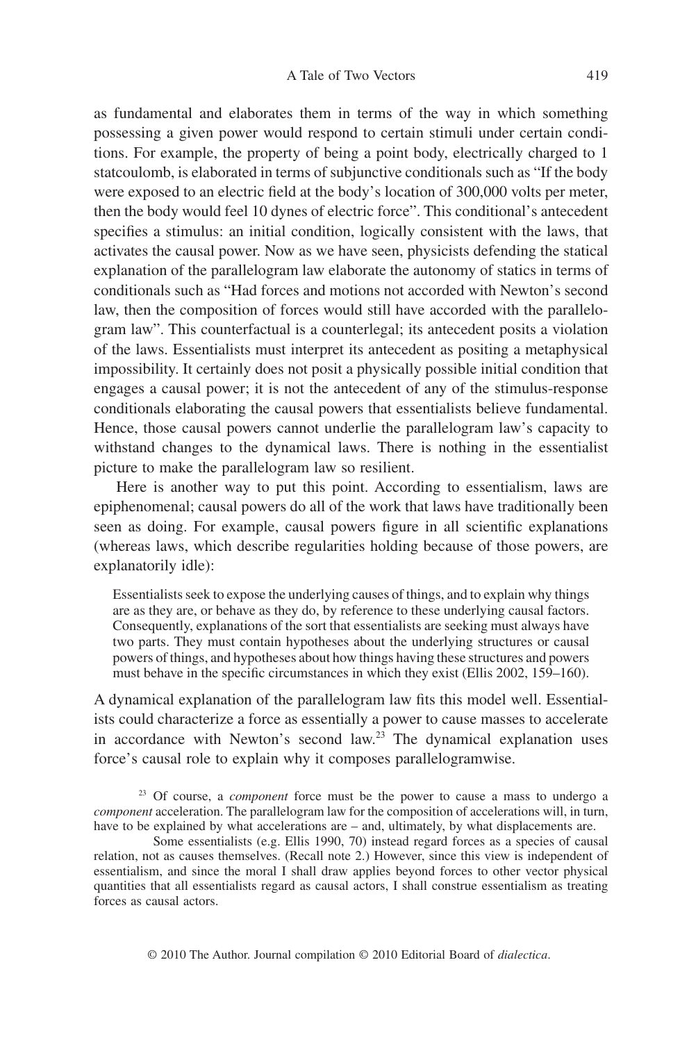as fundamental and elaborates them in terms of the way in which something possessing a given power would respond to certain stimuli under certain conditions. For example, the property of being a point body, electrically charged to 1 statcoulomb, is elaborated in terms of subjunctive conditionals such as "If the body were exposed to an electric field at the body's location of 300,000 volts per meter, then the body would feel 10 dynes of electric force". This conditional's antecedent specifies a stimulus: an initial condition, logically consistent with the laws, that activates the causal power. Now as we have seen, physicists defending the statical explanation of the parallelogram law elaborate the autonomy of statics in terms of conditionals such as "Had forces and motions not accorded with Newton's second law, then the composition of forces would still have accorded with the parallelogram law". This counterfactual is a counterlegal; its antecedent posits a violation of the laws. Essentialists must interpret its antecedent as positing a metaphysical impossibility. It certainly does not posit a physically possible initial condition that engages a causal power; it is not the antecedent of any of the stimulus-response conditionals elaborating the causal powers that essentialists believe fundamental. Hence, those causal powers cannot underlie the parallelogram law's capacity to withstand changes to the dynamical laws. There is nothing in the essentialist picture to make the parallelogram law so resilient.

Here is another way to put this point. According to essentialism, laws are epiphenomenal; causal powers do all of the work that laws have traditionally been seen as doing. For example, causal powers figure in all scientific explanations (whereas laws, which describe regularities holding because of those powers, are explanatorily idle):

> Essentialists seek to expose the underlying causes of things, and to explain why things are as they are, or behave as they do, by reference to these underlying causal factors. Consequently, explanations of the sort that essentialists are seeking must always have two parts. They must contain hypotheses about the underlying structures or causal powers of things, and hypotheses about how things having these structures and powers must behave in the specific circumstances in which they exist (Ellis 2002, 159–160).

A dynamical explanation of the parallelogram law fits this model well. Essentialists could characterize a force as essentially a power to cause masses to accelerate in accordance with Newton's second law.[23] The dynamical explanation uses force's causal role to explain why it composes parallelogramwise.

[23] Of course, a *component* force must be the power to cause a mass to undergo a *component* acceleration. The parallelogram law for the composition of accelerations will, in turn, have to be explained by what accelerations are – and, ultimately, by what displacements are.

Some essentialists (e.g. Ellis 1990, 70) instead regard forces as a species of causal relation, not as causes themselves. (Recall note 2.) However, since this view is independent of essentialism, and since the moral I shall draw applies beyond forces to other vector physical quantities that all essentialists regard as causal actors, I shall construe essentialism as treating forces as causal actors.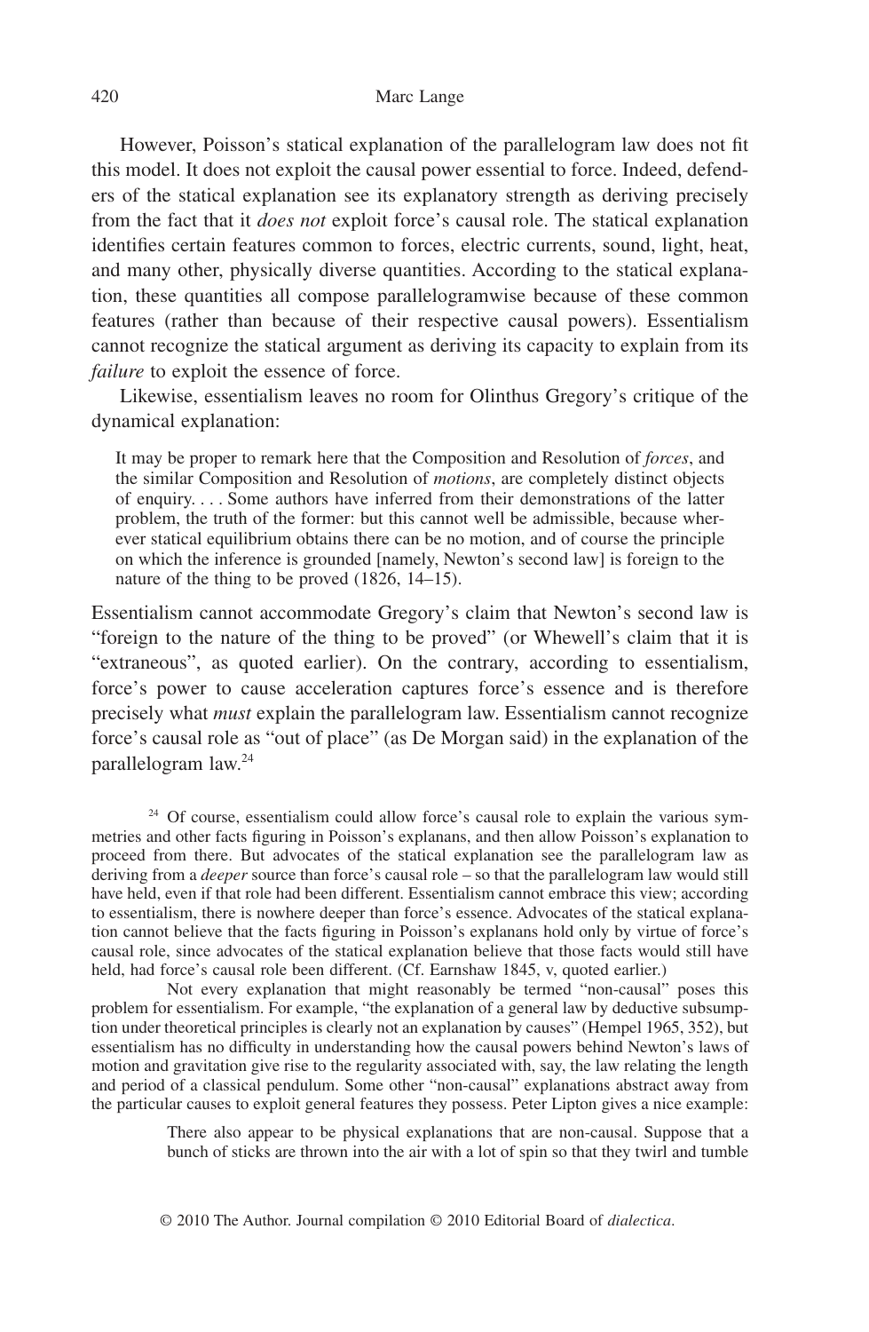However, Poisson's statical explanation of the parallelogram law does not fit this model. It does not exploit the causal power essential to force. Indeed, defenders of the statical explanation see its explanatory strength as deriving precisely from the fact that it *does not* exploit force's causal role. The statical explanation identifies certain features common to forces, electric currents, sound, light, heat, and many other, physically diverse quantities. According to the statical explanation, these quantities all compose parallelogramwise because of these common features (rather than because of their respective causal powers). Essentialism cannot recognize the statical argument as deriving its capacity to explain from its *failure* to exploit the essence of force.

Likewise, essentialism leaves no room for Olinthus Gregory's critique of the dynamical explanation:

> It may be proper to remark here that the Composition and Resolution of *forces*, and the similar Composition and Resolution of *motions*, are completely distinct objects of enquiry. . . . Some authors have inferred from their demonstrations of the latter problem, the truth of the former: but this cannot well be admissible, because wherever statical equilibrium obtains there can be no motion, and of course the principle on which the inference is grounded [namely, Newton's second law] is foreign to the nature of the thing to be proved (1826, 14–15).

Essentialism cannot accommodate Gregory's claim that Newton's second law is "foreign to the nature of the thing to be proved" (or Whewell's claim that it is "extraneous", as quoted earlier). On the contrary, according to essentialism, force's power to cause acceleration captures force's essence and is therefore precisely what *must* explain the parallelogram law. Essentialism cannot recognize force's causal role as "out of place" (as De Morgan said) in the explanation of the parallelogram law.[24]

[24] Of course, essentialism could allow force's causal role to explain the various symmetries and other facts figuring in Poisson's explanans, and then allow Poisson's explanation to proceed from there. But advocates of the statical explanation see the parallelogram law as deriving from a *deeper* source than force's causal role – so that the parallelogram law would still have held, even if that role had been different. Essentialism cannot embrace this view; according to essentialism, there is nowhere deeper than force's essence. Advocates of the statical explanation cannot believe that the facts figuring in Poisson's explanans hold only by virtue of force's causal role, since advocates of the statical explanation believe that those facts would still have held, had force's causal role been different. (Cf. Earnshaw 1845, v, quoted earlier.)

Not every explanation that might reasonably be termed "non-causal" poses this problem for essentialism. For example, "the explanation of a general law by deductive subsumption under theoretical principles is clearly not an explanation by causes" (Hempel 1965, 352), but essentialism has no difficulty in understanding how the causal powers behind Newton's laws of motion and gravitation give rise to the regularity associated with, say, the law relating the length and period of a classical pendulum. Some other "non-causal" explanations abstract away from the particular causes to exploit general features they possess. Peter Lipton gives a nice example:

> There also appear to be physical explanations that are non-causal. Suppose that a bunch of sticks are thrown into the air with a lot of spin so that they twirl and tumble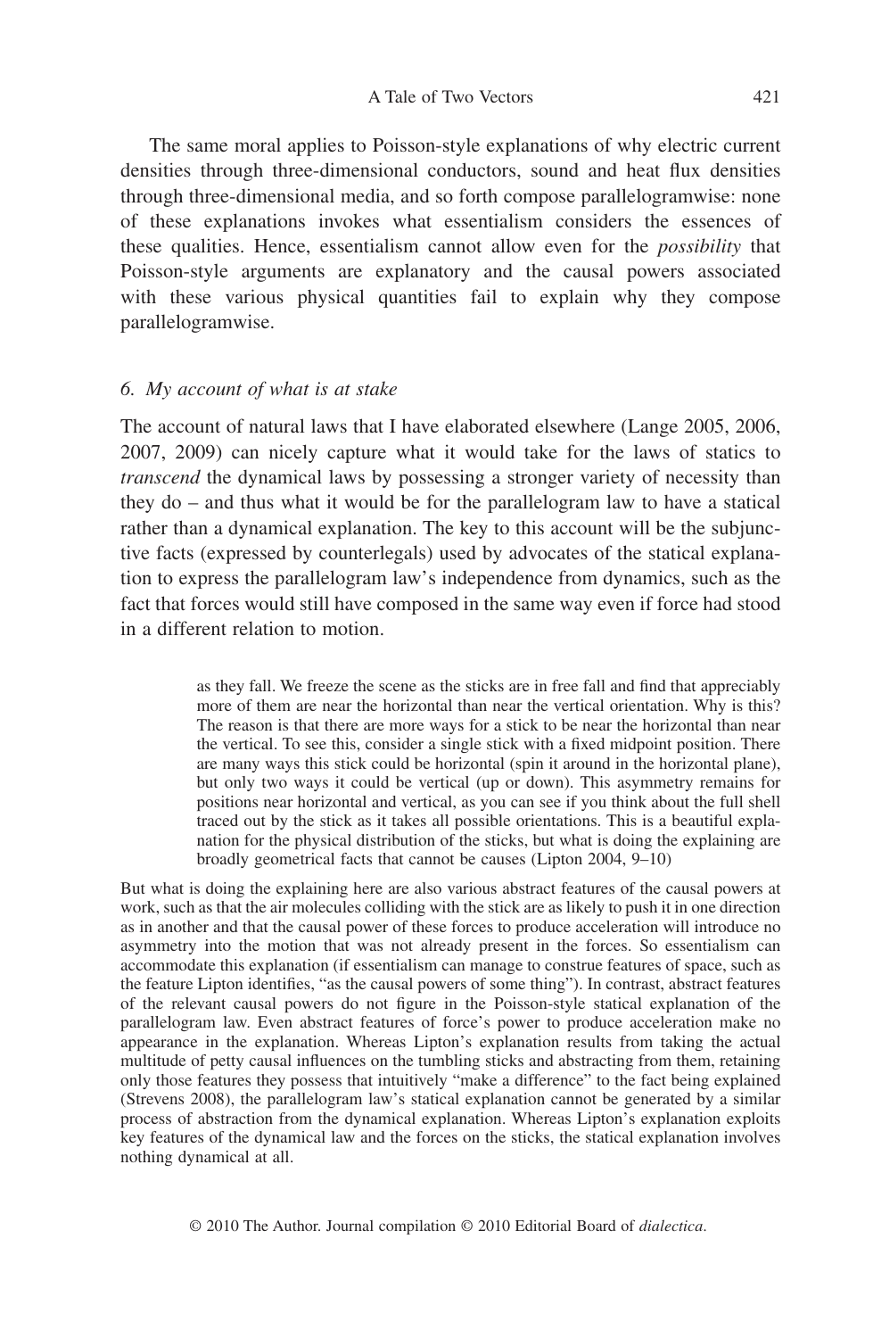The same moral applies to Poisson-style explanations of why electric current densities through three-dimensional conductors, sound and heat flux densities through three-dimensional media, and so forth compose parallelogramwise: none of these explanations invokes what essentialism considers the essences of these qualities. Hence, essentialism cannot allow even for the *possibility* that Poisson-style arguments are explanatory and the causal powers associated with these various physical quantities fail to explain why they compose parallelogramwise.

### 6. *My account of what is at stake*

The account of natural laws that I have elaborated elsewhere (Lange 2005, 2006, 2007, 2009) can nicely capture what it would take for the laws of statics to *transcend* the dynamical laws by possessing a stronger variety of necessity than they do – and thus what it would be for the parallelogram law to have a statical rather than a dynamical explanation. The key to this account will be the subjunctive facts (expressed by counterlegals) used by advocates of the statical explanation to express the parallelogram law's independence from dynamics, such as the fact that forces would still have composed in the same way even if force had stood in a different relation to motion.

> as they fall. We freeze the scene as the sticks are in free fall and find that appreciably more of them are near the horizontal than near the vertical orientation. Why is this? The reason is that there are more ways for a stick to be near the horizontal than near the vertical. To see this, consider a single stick with a fixed midpoint position. There are many ways this stick could be horizontal (spin it around in the horizontal plane), but only two ways it could be vertical (up or down). This asymmetry remains for positions near horizontal and vertical, as you can see if you think about the full shell traced out by the stick as it takes all possible orientations. This is a beautiful explanation for the physical distribution of the sticks, but what is doing the explaining are broadly geometrical facts that cannot be causes (Lipton 2004, 9–10)

But what is doing the explaining here are also various abstract features of the causal powers at work, such as that the air molecules colliding with the stick are as likely to push it in one direction as in another and that the causal power of these forces to produce acceleration will introduce no asymmetry into the motion that was not already present in the forces. So essentialism can accommodate this explanation (if essentialism can manage to construe features of space, such as the feature Lipton identifies, "as the causal powers of some thing"). In contrast, abstract features of the relevant causal powers do not figure in the Poisson-style statical explanation of the parallelogram law. Even abstract features of force's power to produce acceleration make no appearance in the explanation. Whereas Lipton's explanation results from taking the actual multitude of petty causal influences on the tumbling sticks and abstracting from them, retaining only those features they possess that intuitively "make a difference" to the fact being explained (Strevens 2008), the parallelogram law's statical explanation cannot be generated by a similar process of abstraction from the dynamical explanation. Whereas Lipton's explanation exploits key features of the dynamical law and the forces on the sticks, the statical explanation involves nothing dynamical at all.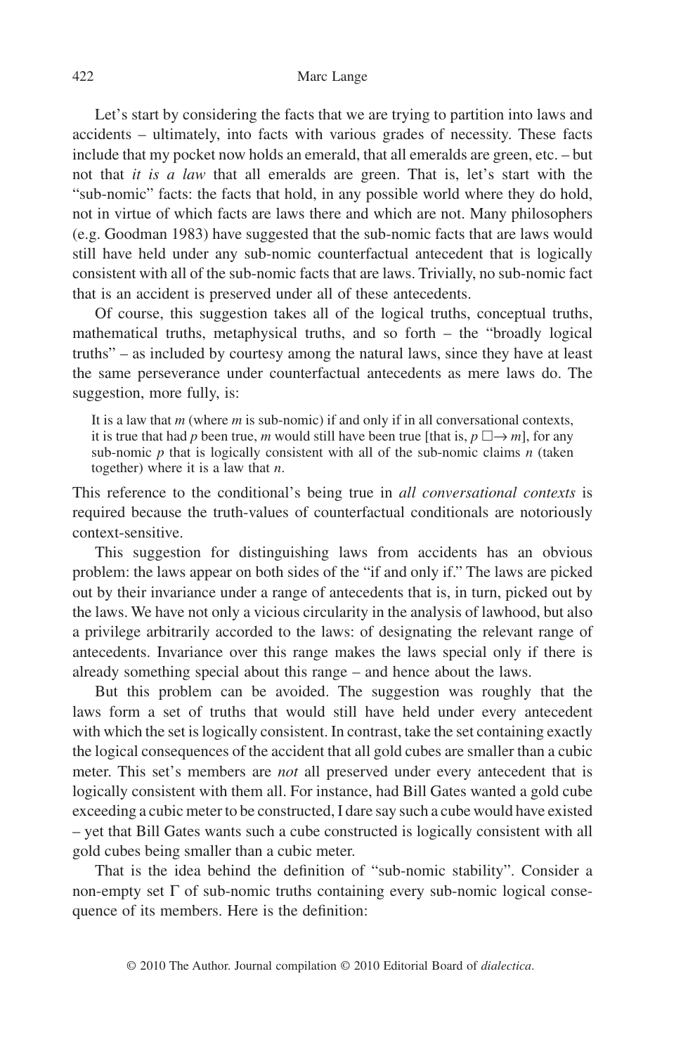Let's start by considering the facts that we are trying to partition into laws and accidents – ultimately, into facts with various grades of necessity. These facts include that my pocket now holds an emerald, that all emeralds are green, etc. – but not that *it is a law* that all emeralds are green. That is, let's start with the "sub-nomic" facts: the facts that hold, in any possible world where they do hold, not in virtue of which facts are laws there and which are not. Many philosophers (e.g. Goodman 1983) have suggested that the sub-nomic facts that are laws would still have held under any sub-nomic counterfactual antecedent that is logically consistent with all of the sub-nomic facts that are laws. Trivially, no sub-nomic fact that is an accident is preserved under all of these antecedents.

Of course, this suggestion takes all of the logical truths, conceptual truths, mathematical truths, metaphysical truths, and so forth – the "broadly logical truths" – as included by courtesy among the natural laws, since they have at least the same perseverance under counterfactual antecedents as mere laws do. The suggestion, more fully, is:

> It is a law that *m* (where *m* is sub-nomic) if and only if in all conversational contexts, it is true that had *p* been true, *m* would still have been true [that is, $p \Box\!\!\rightarrow m$], for any sub-nomic *p* that is logically consistent with all of the sub-nomic claims *n* (taken together) where it is a law that *n*.

This reference to the conditional's being true in *all conversational contexts* is required because the truth-values of counterfactual conditionals are notoriously context-sensitive.

This suggestion for distinguishing laws from accidents has an obvious problem: the laws appear on both sides of the "if and only if." The laws are picked out by their invariance under a range of antecedents that is, in turn, picked out by the laws. We have not only a vicious circularity in the analysis of lawhood, but also a privilege arbitrarily accorded to the laws: of designating the relevant range of antecedents. Invariance over this range makes the laws special only if there is already something special about this range – and hence about the laws.

But this problem can be avoided. The suggestion was roughly that the laws form a set of truths that would still have held under every antecedent with which the set is logically consistent. In contrast, take the set containing exactly the logical consequences of the accident that all gold cubes are smaller than a cubic meter. This set's members are *not* all preserved under every antecedent that is logically consistent with them all. For instance, had Bill Gates wanted a gold cube exceeding a cubic meter to be constructed, I dare say such a cube would have existed – yet that Bill Gates wants such a cube constructed is logically consistent with all gold cubes being smaller than a cubic meter.

That is the idea behind the definition of "sub-nomic stability". Consider a non-empty set Γ of sub-nomic truths containing every sub-nomic logical consequence of its members. Here is the definition: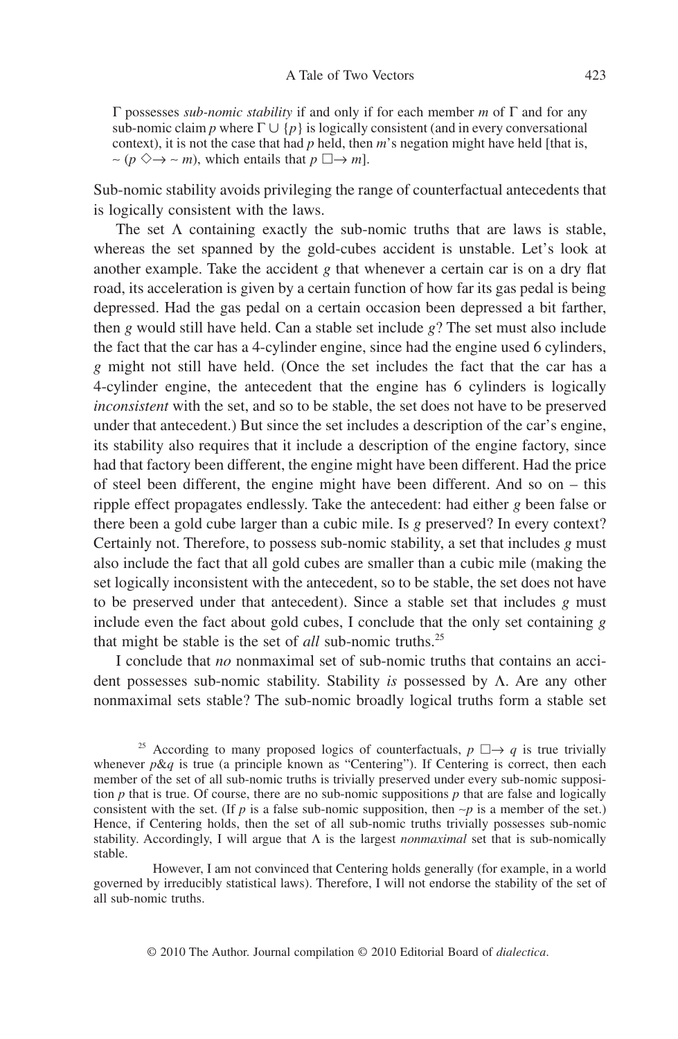Γ possesses *sub-nomic stability* if and only if for each member *m* of Γ and for any sub-nomic claim *p* where $\Gamma \cup \{p\}$ is logically consistent (and in every conversational context), it is not the case that had *p* held, then *m*'s negation might have held [that is, $\sim (p \diamond\!\!\rightarrow \sim m)$, which entails that $p \;\Box\!\!\rightarrow m$].

Sub-nomic stability avoids privileging the range of counterfactual antecedents that is logically consistent with the laws.

The set Λ containing exactly the sub-nomic truths that are laws is stable, whereas the set spanned by the gold-cubes accident is unstable. Let's look at another example. Take the accident *g* that whenever a certain car is on a dry flat road, its acceleration is given by a certain function of how far its gas pedal is being depressed. Had the gas pedal on a certain occasion been depressed a bit farther, then *g* would still have held. Can a stable set include *g*? The set must also include the fact that the car has a 4-cylinder engine, since had the engine used 6 cylinders, *g* might not still have held. (Once the set includes the fact that the car has a 4-cylinder engine, the antecedent that the engine has 6 cylinders is logically *inconsistent* with the set, and so to be stable, the set does not have to be preserved under that antecedent.) But since the set includes a description of the car's engine, its stability also requires that it include a description of the engine factory, since had that factory been different, the engine might have been different. Had the price of steel been different, the engine might have been different. And so on – this ripple effect propagates endlessly. Take the antecedent: had either *g* been false or there been a gold cube larger than a cubic mile. Is *g* preserved? In every context? Certainly not. Therefore, to possess sub-nomic stability, a set that includes *g* must also include the fact that all gold cubes are smaller than a cubic mile (making the set logically inconsistent with the antecedent, so to be stable, the set does not have to be preserved under that antecedent). Since a stable set that includes *g* must include even the fact about gold cubes, I conclude that the only set containing *g* that might be stable is the set of *all* sub-nomic truths.[25]

I conclude that *no* nonmaximal set of sub-nomic truths that contains an accident possesses sub-nomic stability. Stability *is* possessed by Λ. Are any other nonmaximal sets stable? The sub-nomic broadly logical truths form a stable set

[25] According to many proposed logics of counterfactuals, $p \;\Box\!\!\rightarrow q$ is true trivially whenever $p\&q$ is true (a principle known as "Centering"). If Centering is correct, then each member of the set of all sub-nomic truths is trivially preserved under every sub-nomic supposition *p* that is true. Of course, there are no sub-nomic suppositions *p* that are false and logically consistent with the set. (If *p* is a false sub-nomic supposition, then $\sim p$ is a member of the set.) Hence, if Centering holds, then the set of all sub-nomic truths trivially possesses sub-nomic stability. Accordingly, I will argue that Λ is the largest *nonmaximal* set that is sub-nomically stable.

However, I am not convinced that Centering holds generally (for example, in a world governed by irreducibly statistical laws). Therefore, I will not endorse the stability of the set of all sub-nomic truths.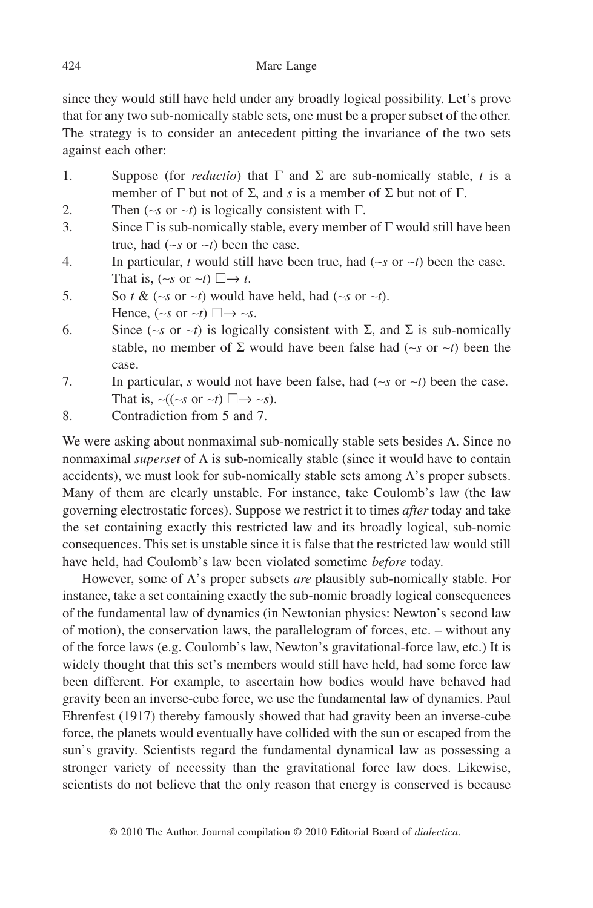since they would still have held under any broadly logical possibility. Let's prove that for any two sub-nomically stable sets, one must be a proper subset of the other. The strategy is to consider an antecedent pitting the invariance of the two sets against each other:

1. Suppose (for *reductio*) that Γ and Σ are sub-nomically stable, *t* is a member of Γ but not of Σ, and *s* is a member of Σ but not of Γ.
2. Then (~*s* or ~*t*) is logically consistent with Γ.
3. Since Γ is sub-nomically stable, every member of Γ would still have been true, had (~*s* or ~*t*) been the case.
4. In particular, *t* would still have been true, had (~*s* or ~*t*) been the case. That is, (~*s* or ~*t*) □→ *t*.
5. So *t* & (~*s* or ~*t*) would have held, had (~*s* or ~*t*). Hence, (~*s* or ~*t*) □→ ~*s*.
6. Since (~*s* or ~*t*) is logically consistent with Σ, and Σ is sub-nomically stable, no member of Σ would have been false had (~*s* or ~*t*) been the case.
7. In particular, *s* would not have been false, had (~*s* or ~*t*) been the case. That is, ~((~*s* or ~*t*) □→ ~*s*).
8. Contradiction from 5 and 7.

We were asking about nonmaximal sub-nomically stable sets besides Λ. Since no nonmaximal *superset* of Λ is sub-nomically stable (since it would have to contain accidents), we must look for sub-nomically stable sets among Λ's proper subsets. Many of them are clearly unstable. For instance, take Coulomb's law (the law governing electrostatic forces). Suppose we restrict it to times *after* today and take the set containing exactly this restricted law and its broadly logical, sub-nomic consequences. This set is unstable since it is false that the restricted law would still have held, had Coulomb's law been violated sometime *before* today.

However, some of Λ's proper subsets *are* plausibly sub-nomically stable. For instance, take a set containing exactly the sub-nomic broadly logical consequences of the fundamental law of dynamics (in Newtonian physics: Newton's second law of motion), the conservation laws, the parallelogram of forces, etc. – without any of the force laws (e.g. Coulomb's law, Newton's gravitational-force law, etc.) It is widely thought that this set's members would still have held, had some force law been different. For example, to ascertain how bodies would have behaved had gravity been an inverse-cube force, we use the fundamental law of dynamics. Paul Ehrenfest (1917) thereby famously showed that had gravity been an inverse-cube force, the planets would eventually have collided with the sun or escaped from the sun's gravity. Scientists regard the fundamental dynamical law as possessing a stronger variety of necessity than the gravitational force law does. Likewise, scientists do not believe that the only reason that energy is conserved is because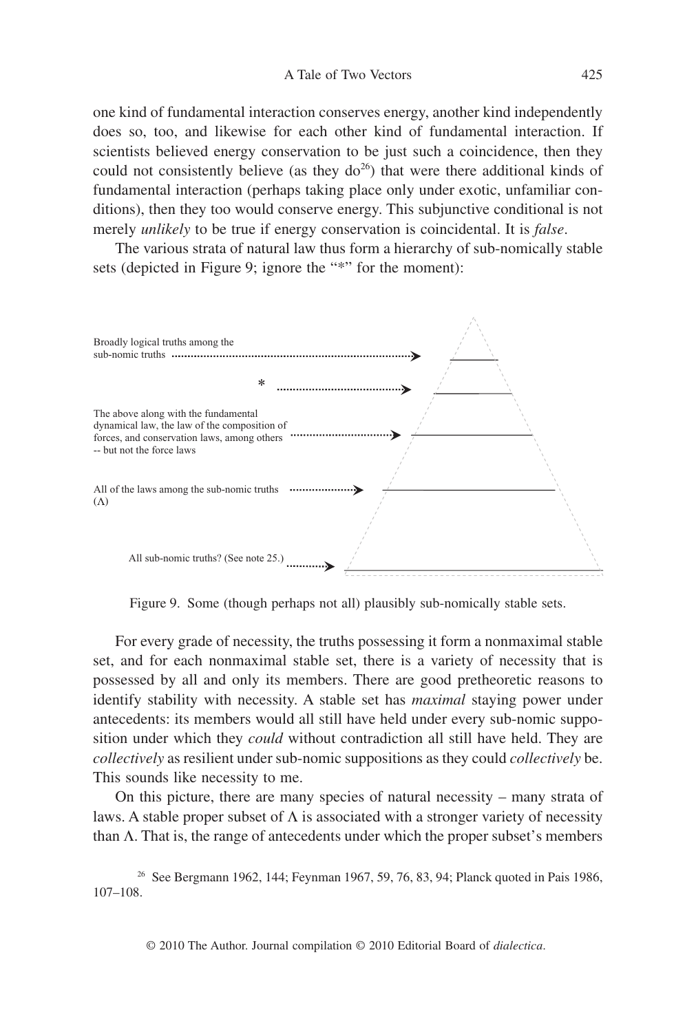one kind of fundamental interaction conserves energy, another kind independently does so, too, and likewise for each other kind of fundamental interaction. If scientists believed energy conservation to be just such a coincidence, then they could not consistently believe (as they do[26]) that were there additional kinds of fundamental interaction (perhaps taking place only under exotic, unfamiliar conditions), then they too would conserve energy. This subjunctive conditional is not merely *unlikely* to be true if energy conservation is coincidental. It is *false*.

The various strata of natural law thus form a hierarchy of sub-nomically stable sets (depicted in Figure 9; ignore the "*" for the moment):

Broadly logical truths among the sub-nomic truths

*

The above along with the fundamental dynamical law, the law of the composition of forces, and conservation laws, among others -- but not the force laws

All of the laws among the sub-nomic truths (Λ)

All sub-nomic truths? (See note 25.)

Figure 9. Some (though perhaps not all) plausibly sub-nomically stable sets.

For every grade of necessity, the truths possessing it form a nonmaximal stable set, and for each nonmaximal stable set, there is a variety of necessity that is possessed by all and only its members. There are good pretheoretic reasons to identify stability with necessity. A stable set has *maximal* staying power under antecedents: its members would all still have held under every sub-nomic supposition under which they *could* without contradiction all still have held. They are *collectively* as resilient under sub-nomic suppositions as they could *collectively* be. This sounds like necessity to me.

On this picture, there are many species of natural necessity – many strata of laws. A stable proper subset of Λ is associated with a stronger variety of necessity than Λ. That is, the range of antecedents under which the proper subset's members

[26] See Bergmann 1962, 144; Feynman 1967, 59, 76, 83, 94; Planck quoted in Pais 1986, 107–108.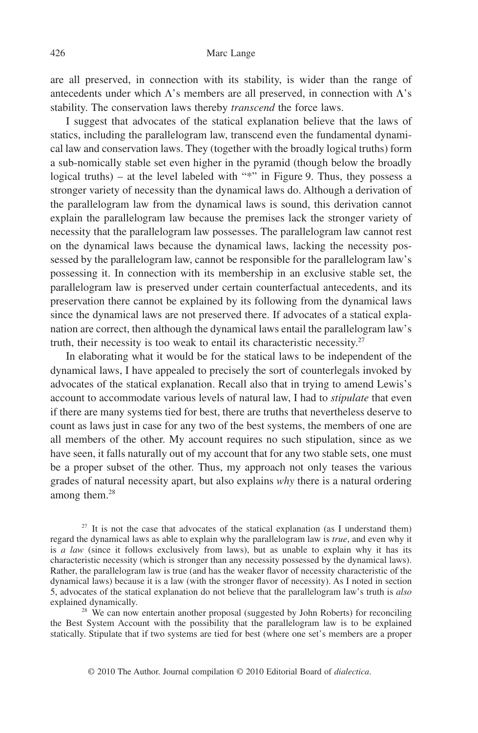are all preserved, in connection with its stability, is wider than the range of antecedents under which Λ's members are all preserved, in connection with Λ's stability. The conservation laws thereby *transcend* the force laws.

I suggest that advocates of the statical explanation believe that the laws of statics, including the parallelogram law, transcend even the fundamental dynamical law and conservation laws. They (together with the broadly logical truths) form a sub-nomically stable set even higher in the pyramid (though below the broadly logical truths) – at the level labeled with "*" in Figure 9. Thus, they possess a stronger variety of necessity than the dynamical laws do. Although a derivation of the parallelogram law from the dynamical laws is sound, this derivation cannot explain the parallelogram law because the premises lack the stronger variety of necessity that the parallelogram law possesses. The parallelogram law cannot rest on the dynamical laws because the dynamical laws, lacking the necessity possessed by the parallelogram law, cannot be responsible for the parallelogram law's possessing it. In connection with its membership in an exclusive stable set, the parallelogram law is preserved under certain counterfactual antecedents, and its preservation there cannot be explained by its following from the dynamical laws since the dynamical laws are not preserved there. If advocates of a statical explanation are correct, then although the dynamical laws entail the parallelogram law's truth, their necessity is too weak to entail its characteristic necessity.[27]

In elaborating what it would be for the statical laws to be independent of the dynamical laws, I have appealed to precisely the sort of counterlegals invoked by advocates of the statical explanation. Recall also that in trying to amend Lewis's account to accommodate various levels of natural law, I had to *stipulate* that even if there are many systems tied for best, there are truths that nevertheless deserve to count as laws just in case for any two of the best systems, the members of one are all members of the other. My account requires no such stipulation, since as we have seen, it falls naturally out of my account that for any two stable sets, one must be a proper subset of the other. Thus, my approach not only teases the various grades of natural necessity apart, but also explains *why* there is a natural ordering among them.[28]

[27] It is not the case that advocates of the statical explanation (as I understand them) regard the dynamical laws as able to explain why the parallelogram law is *true*, and even why it is *a law* (since it follows exclusively from laws), but as unable to explain why it has its characteristic necessity (which is stronger than any necessity possessed by the dynamical laws). Rather, the parallelogram law is true (and has the weaker flavor of necessity characteristic of the dynamical laws) because it is a law (with the stronger flavor of necessity). As I noted in section 5, advocates of the statical explanation do not believe that the parallelogram law's truth is *also* explained dynamically.

[28] We can now entertain another proposal (suggested by John Roberts) for reconciling the Best System Account with the possibility that the parallelogram law is to be explained statically. Stipulate that if two systems are tied for best (where one set's members are a proper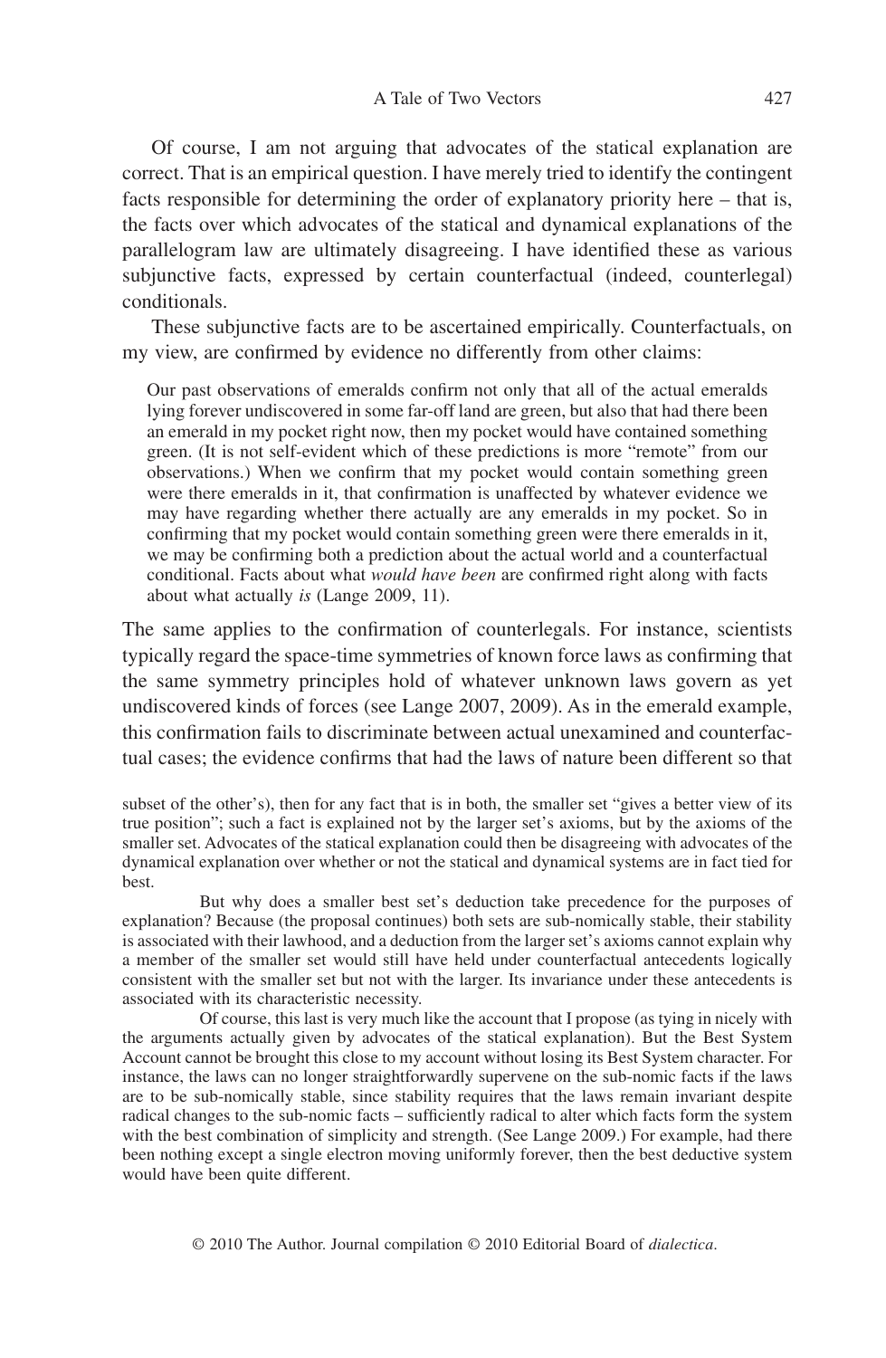Of course, I am not arguing that advocates of the statical explanation are correct. That is an empirical question. I have merely tried to identify the contingent facts responsible for determining the order of explanatory priority here – that is, the facts over which advocates of the statical and dynamical explanations of the parallelogram law are ultimately disagreeing. I have identified these as various subjunctive facts, expressed by certain counterfactual (indeed, counterlegal) conditionals.

These subjunctive facts are to be ascertained empirically. Counterfactuals, on my view, are confirmed by evidence no differently from other claims:

> Our past observations of emeralds confirm not only that all of the actual emeralds lying forever undiscovered in some far-off land are green, but also that had there been an emerald in my pocket right now, then my pocket would have contained something green. (It is not self-evident which of these predictions is more "remote" from our observations.) When we confirm that my pocket would contain something green were there emeralds in it, that confirmation is unaffected by whatever evidence we may have regarding whether there actually are any emeralds in my pocket. So in confirming that my pocket would contain something green were there emeralds in it, we may be confirming both a prediction about the actual world and a counterfactual conditional. Facts about what *would have been* are confirmed right along with facts about what actually *is* (Lange 2009, 11).

The same applies to the confirmation of counterlegals. For instance, scientists typically regard the space-time symmetries of known force laws as confirming that the same symmetry principles hold of whatever unknown laws govern as yet undiscovered kinds of forces (see Lange 2007, 2009). As in the emerald example, this confirmation fails to discriminate between actual unexamined and counterfactual cases; the evidence confirms that had the laws of nature been different so that

subset of the other's), then for any fact that is in both, the smaller set "gives a better view of its true position"; such a fact is explained not by the larger set's axioms, but by the axioms of the smaller set. Advocates of the statical explanation could then be disagreeing with advocates of the dynamical explanation over whether or not the statical and dynamical systems are in fact tied for best.

But why does a smaller best set's deduction take precedence for the purposes of explanation? Because (the proposal continues) both sets are sub-nomically stable, their stability is associated with their lawhood, and a deduction from the larger set's axioms cannot explain why a member of the smaller set would still have held under counterfactual antecedents logically consistent with the smaller set but not with the larger. Its invariance under these antecedents is associated with its characteristic necessity.

Of course, this last is very much like the account that I propose (as tying in nicely with the arguments actually given by advocates of the statical explanation). But the Best System Account cannot be brought this close to my account without losing its Best System character. For instance, the laws can no longer straightforwardly supervene on the sub-nomic facts if the laws are to be sub-nomically stable, since stability requires that the laws remain invariant despite radical changes to the sub-nomic facts – sufficiently radical to alter which facts form the system with the best combination of simplicity and strength. (See Lange 2009.) For example, had there been nothing except a single electron moving uniformly forever, then the best deductive system would have been quite different.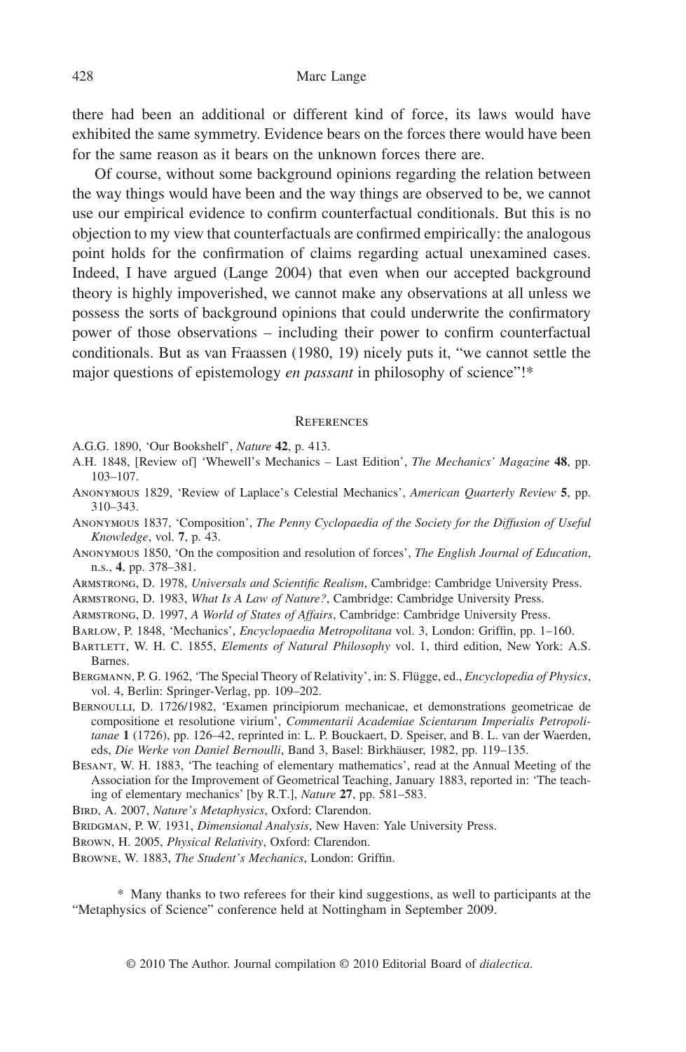there had been an additional or different kind of force, its laws would have exhibited the same symmetry. Evidence bears on the forces there would have been for the same reason as it bears on the unknown forces there are.

Of course, without some background opinions regarding the relation between the way things would have been and the way things are observed to be, we cannot use our empirical evidence to confirm counterfactual conditionals. But this is no objection to my view that counterfactuals are confirmed empirically: the analogous point holds for the confirmation of claims regarding actual unexamined cases. Indeed, I have argued (Lange 2004) that even when our accepted background theory is highly impoverished, we cannot make any observations at all unless we possess the sorts of background opinions that could underwrite the confirmatory power of those observations – including their power to confirm counterfactual conditionals. But as van Fraassen (1980, 19) nicely puts it, "we cannot settle the major questions of epistemology *en passant* in philosophy of science"!*

## References

A.G.G. 1890, 'Our Bookshelf', *Nature* **42**, p. 413.

A.H. 1848, [Review of] 'Whewell's Mechanics – Last Edition', *The Mechanics' Magazine* **48**, pp. 103–107.

Anonymous 1829, 'Review of Laplace's Celestial Mechanics', *American Quarterly Review* **5**, pp. 310–343.

Anonymous 1837, 'Composition', *The Penny Cyclopaedia of the Society for the Diffusion of Useful Knowledge*, vol. **7**, p. 43.

Anonymous 1850, 'On the composition and resolution of forces', *The English Journal of Education*, n.s., **4**, pp. 378–381.

Armstrong, D. 1978, *Universals and Scientific Realism*, Cambridge: Cambridge University Press.

Armstrong, D. 1983, *What Is A Law of Nature?*, Cambridge: Cambridge University Press.

Armstrong, D. 1997, *A World of States of Affairs*, Cambridge: Cambridge University Press.

Barlow, P. 1848, 'Mechanics', *Encyclopaedia Metropolitana* vol. 3, London: Griffin, pp. 1–160.

Bartlett, W. H. C. 1855, *Elements of Natural Philosophy* vol. 1, third edition, New York: A.S. Barnes.

Bergmann, P. G. 1962, 'The Special Theory of Relativity', in: S. Flügge, ed., *Encyclopedia of Physics*, vol. 4, Berlin: Springer-Verlag, pp. 109–202.

Bernoulli, D. 1726/1982, 'Examen principiorum mechanicae, et demonstrations geometricae de compositione et resolutione virium', *Commentarii Academiae Scientarum Imperialis Petropolitanae* **1** (1726), pp. 126–42, reprinted in: L. P. Bouckaert, D. Speiser, and B. L. van der Waerden, eds, *Die Werke von Daniel Bernoulli*, Band 3, Basel: Birkhäuser, 1982, pp. 119–135.

Besant, W. H. 1883, 'The teaching of elementary mathematics', read at the Annual Meeting of the Association for the Improvement of Geometrical Teaching, January 1883, reported in: 'The teaching of elementary mechanics' [by R.T.], *Nature* **27**, pp. 581–583.

Bird, A. 2007, *Nature's Metaphysics*, Oxford: Clarendon.

Bridgman, P. W. 1931, *Dimensional Analysis*, New Haven: Yale University Press.

Brown, H. 2005, *Physical Relativity*, Oxford: Clarendon.

Browne, W. 1883, *The Student's Mechanics*, London: Griffin.

\* Many thanks to two referees for their kind suggestions, as well to participants at the "Metaphysics of Science" conference held at Nottingham in September 2009.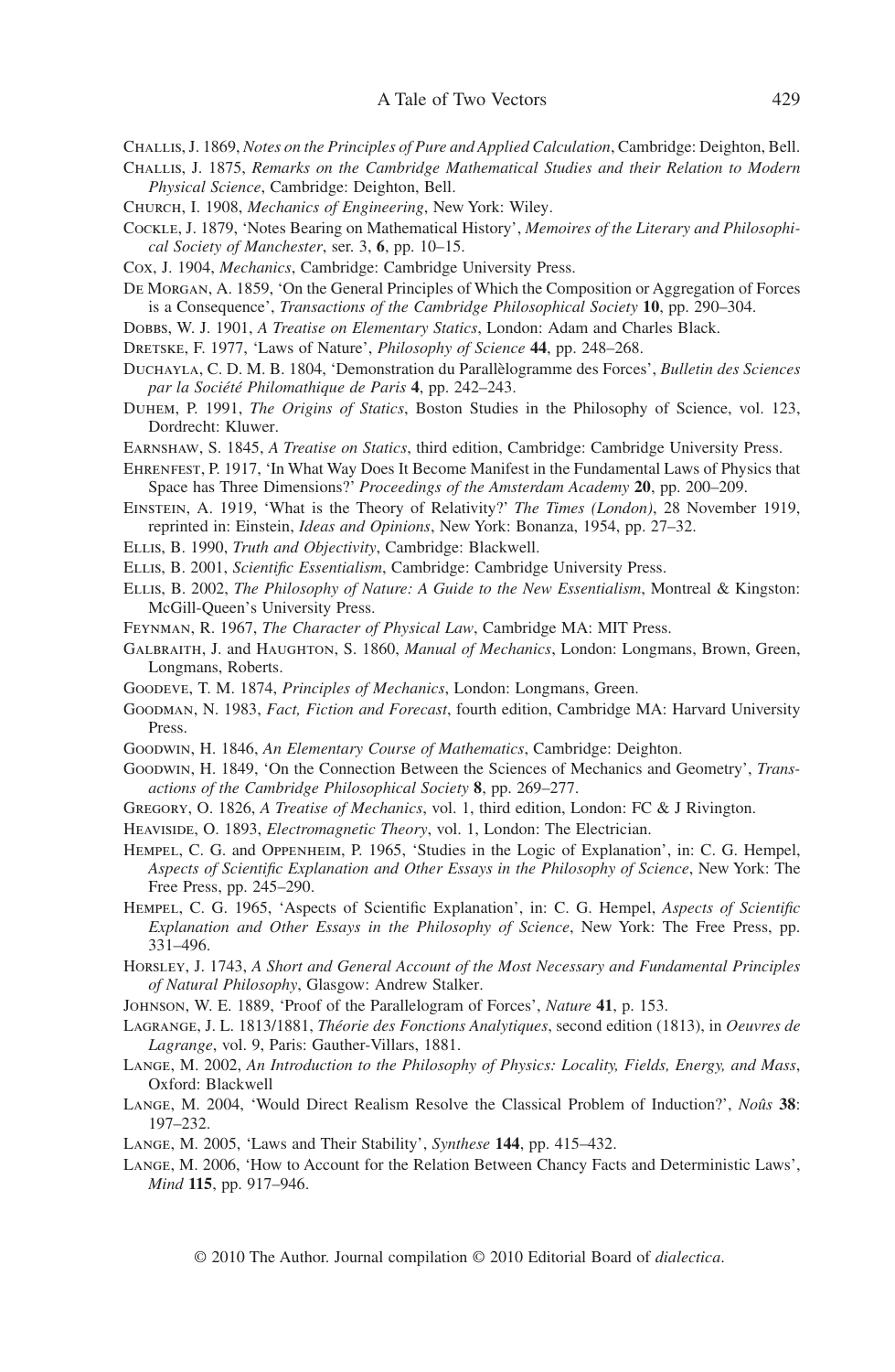Challis, J. 1869, *Notes on the Principles of Pure and Applied Calculation*, Cambridge: Deighton, Bell.

Challis, J. 1875, *Remarks on the Cambridge Mathematical Studies and their Relation to Modern Physical Science*, Cambridge: Deighton, Bell.

Church, I. 1908, *Mechanics of Engineering*, New York: Wiley.

Cockle, J. 1879, 'Notes Bearing on Mathematical History', *Memoires of the Literary and Philosophical Society of Manchester*, ser. 3, **6**, pp. 10–15.

Cox, J. 1904, *Mechanics*, Cambridge: Cambridge University Press.

De Morgan, A. 1859, 'On the General Principles of Which the Composition or Aggregation of Forces is a Consequence', *Transactions of the Cambridge Philosophical Society* **10**, pp. 290–304.

Dobbs, W. J. 1901, *A Treatise on Elementary Statics*, London: Adam and Charles Black.

Dretske, F. 1977, 'Laws of Nature', *Philosophy of Science* **44**, pp. 248–268.

Duchayla, C. D. M. B. 1804, 'Demonstration du Parallèlogramme des Forces', *Bulletin des Sciences par la Société Philomathique de Paris* **4**, pp. 242–243.

Duhem, P. 1991, *The Origins of Statics*, Boston Studies in the Philosophy of Science, vol. 123, Dordrecht: Kluwer.

Earnshaw, S. 1845, *A Treatise on Statics*, third edition, Cambridge: Cambridge University Press.

Ehrenfest, P. 1917, 'In What Way Does It Become Manifest in the Fundamental Laws of Physics that Space has Three Dimensions?' *Proceedings of the Amsterdam Academy* **20**, pp. 200–209.

Einstein, A. 1919, 'What is the Theory of Relativity?' *The Times (London)*, 28 November 1919, reprinted in: Einstein, *Ideas and Opinions*, New York: Bonanza, 1954, pp. 27–32.

Ellis, B. 1990, *Truth and Objectivity*, Cambridge: Blackwell.

Ellis, B. 2001, *Scientific Essentialism*, Cambridge: Cambridge University Press.

Ellis, B. 2002, *The Philosophy of Nature: A Guide to the New Essentialism*, Montreal & Kingston: McGill-Queen's University Press.

Feynman, R. 1967, *The Character of Physical Law*, Cambridge MA: MIT Press.

Galbraith, J. and Haughton, S. 1860, *Manual of Mechanics*, London: Longmans, Brown, Green, Longmans, Roberts.

Goodeve, T. M. 1874, *Principles of Mechanics*, London: Longmans, Green.

Goodman, N. 1983, *Fact, Fiction and Forecast*, fourth edition, Cambridge MA: Harvard University Press.

Goodwin, H. 1846, *An Elementary Course of Mathematics*, Cambridge: Deighton.

Goodwin, H. 1849, 'On the Connection Between the Sciences of Mechanics and Geometry', *Transactions of the Cambridge Philosophical Society* **8**, pp. 269–277.

Gregory, O. 1826, *A Treatise of Mechanics*, vol. 1, third edition, London: FC & J Rivington.

Heaviside, O. 1893, *Electromagnetic Theory*, vol. 1, London: The Electrician.

Hempel, C. G. and Oppenheim, P. 1965, 'Studies in the Logic of Explanation', in: C. G. Hempel, *Aspects of Scientific Explanation and Other Essays in the Philosophy of Science*, New York: The Free Press, pp. 245–290.

Hempel, C. G. 1965, 'Aspects of Scientific Explanation', in: C. G. Hempel, *Aspects of Scientific Explanation and Other Essays in the Philosophy of Science*, New York: The Free Press, pp. 331–496.

Horsley, J. 1743, *A Short and General Account of the Most Necessary and Fundamental Principles of Natural Philosophy*, Glasgow: Andrew Stalker.

Johnson, W. E. 1889, 'Proof of the Parallelogram of Forces', *Nature* **41**, p. 153.

Lagrange, J. L. 1813/1881, *Théorie des Fonctions Analytiques*, second edition (1813), in *Oeuvres de Lagrange*, vol. 9, Paris: Gauther-Villars, 1881.

Lange, M. 2002, *An Introduction to the Philosophy of Physics: Locality, Fields, Energy, and Mass*, Oxford: Blackwell

Lange, M. 2004, 'Would Direct Realism Resolve the Classical Problem of Induction?', *Noûs* **38**: 197–232.

Lange, M. 2005, 'Laws and Their Stability', *Synthese* **144**, pp. 415–432.

Lange, M. 2006, 'How to Account for the Relation Between Chancy Facts and Deterministic Laws', *Mind* **115**, pp. 917–946.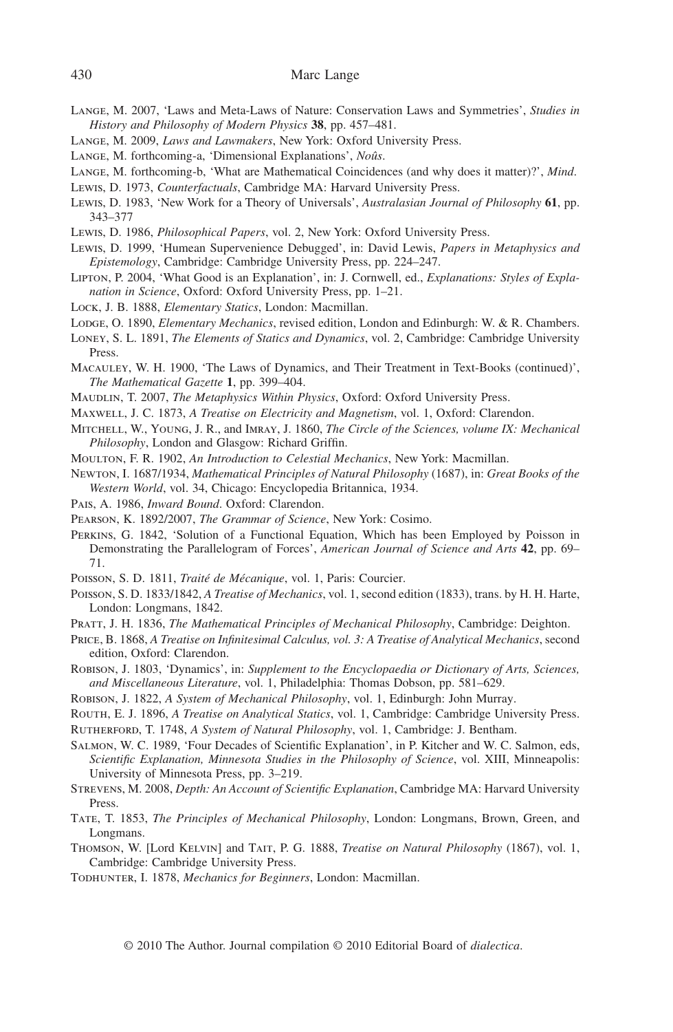Lange, M. 2007, 'Laws and Meta-Laws of Nature: Conservation Laws and Symmetries', *Studies in History and Philosophy of Modern Physics* **38**, pp. 457–481.

Lange, M. 2009, *Laws and Lawmakers*, New York: Oxford University Press.

Lange, M. forthcoming-a, 'Dimensional Explanations', *Noûs*.

Lange, M. forthcoming-b, 'What are Mathematical Coincidences (and why does it matter)?', *Mind*.

Lewis, D. 1973, *Counterfactuals*, Cambridge MA: Harvard University Press.

Lewis, D. 1983, 'New Work for a Theory of Universals', *Australasian Journal of Philosophy* **61**, pp. 343–377

Lewis, D. 1986, *Philosophical Papers*, vol. 2, New York: Oxford University Press.

Lewis, D. 1999, 'Humean Supervenience Debugged', in: David Lewis, *Papers in Metaphysics and Epistemology*, Cambridge: Cambridge University Press, pp. 224–247.

Lipton, P. 2004, 'What Good is an Explanation', in: J. Cornwell, ed., *Explanations: Styles of Explanation in Science*, Oxford: Oxford University Press, pp. 1–21.

Lock, J. B. 1888, *Elementary Statics*, London: Macmillan.

Lodge, O. 1890, *Elementary Mechanics*, revised edition, London and Edinburgh: W. & R. Chambers.

Loney, S. L. 1891, *The Elements of Statics and Dynamics*, vol. 2, Cambridge: Cambridge University Press.

Macauley, W. H. 1900, 'The Laws of Dynamics, and Their Treatment in Text-Books (continued)', *The Mathematical Gazette* **1**, pp. 399–404.

Maudlin, T. 2007, *The Metaphysics Within Physics*, Oxford: Oxford University Press.

Maxwell, J. C. 1873, *A Treatise on Electricity and Magnetism*, vol. 1, Oxford: Clarendon.

Mitchell, W., Young, J. R., and Imray, J. 1860, *The Circle of the Sciences, volume IX: Mechanical Philosophy*, London and Glasgow: Richard Griffin.

Moulton, F. R. 1902, *An Introduction to Celestial Mechanics*, New York: Macmillan.

Newton, I. 1687/1934, *Mathematical Principles of Natural Philosophy* (1687), in: *Great Books of the Western World*, vol. 34, Chicago: Encyclopedia Britannica, 1934.

Pais, A. 1986, *Inward Bound*. Oxford: Clarendon.

Pearson, K. 1892/2007, *The Grammar of Science*, New York: Cosimo.

Perkins, G. 1842, 'Solution of a Functional Equation, Which has been Employed by Poisson in Demonstrating the Parallelogram of Forces', *American Journal of Science and Arts* **42**, pp. 69–71.

Poisson, S. D. 1811, *Traité de Mécanique*, vol. 1, Paris: Courcier.

Poisson, S. D. 1833/1842, *A Treatise of Mechanics*, vol. 1, second edition (1833), trans. by H. H. Harte, London: Longmans, 1842.

Pratt, J. H. 1836, *The Mathematical Principles of Mechanical Philosophy*, Cambridge: Deighton.

Price, B. 1868, *A Treatise on Infinitesimal Calculus, vol. 3: A Treatise of Analytical Mechanics*, second edition, Oxford: Clarendon.

Robison, J. 1803, 'Dynamics', in: *Supplement to the Encyclopaedia or Dictionary of Arts, Sciences, and Miscellaneous Literature*, vol. 1, Philadelphia: Thomas Dobson, pp. 581–629.

Robison, J. 1822, *A System of Mechanical Philosophy*, vol. 1, Edinburgh: John Murray.

Routh, E. J. 1896, *A Treatise on Analytical Statics*, vol. 1, Cambridge: Cambridge University Press.

Rutherford, T. 1748, *A System of Natural Philosophy*, vol. 1, Cambridge: J. Bentham.

Salmon, W. C. 1989, 'Four Decades of Scientific Explanation', in P. Kitcher and W. C. Salmon, eds, *Scientific Explanation, Minnesota Studies in the Philosophy of Science*, vol. XIII, Minneapolis: University of Minnesota Press, pp. 3–219.

Strevens, M. 2008, *Depth: An Account of Scientific Explanation*, Cambridge MA: Harvard University Press.

Tate, T. 1853, *The Principles of Mechanical Philosophy*, London: Longmans, Brown, Green, and Longmans.

Thomson, W. [Lord Kelvin] and Tait, P. G. 1888, *Treatise on Natural Philosophy* (1867), vol. 1, Cambridge: Cambridge University Press.

Todhunter, I. 1878, *Mechanics for Beginners*, London: Macmillan.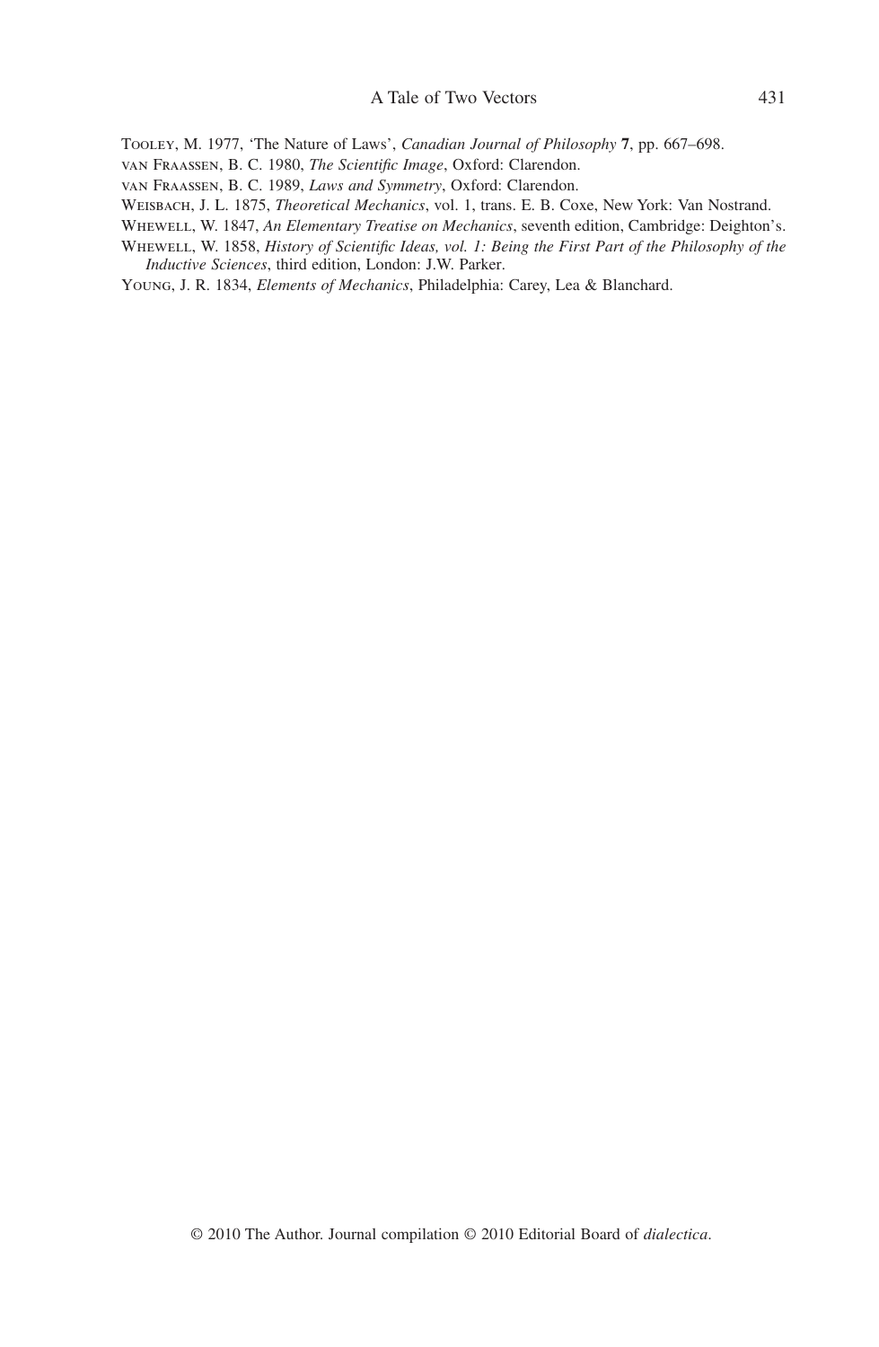Tooley, M. 1977, 'The Nature of Laws', *Canadian Journal of Philosophy* **7**, pp. 667–698.

van Fraassen, B. C. 1980, *The Scientific Image*, Oxford: Clarendon.

van Fraassen, B. C. 1989, *Laws and Symmetry*, Oxford: Clarendon.

Weisbach, J. L. 1875, *Theoretical Mechanics*, vol. 1, trans. E. B. Coxe, New York: Van Nostrand.

Whewell, W. 1847, *An Elementary Treatise on Mechanics*, seventh edition, Cambridge: Deighton's.

Whewell, W. 1858, *History of Scientific Ideas, vol. 1: Being the First Part of the Philosophy of the Inductive Sciences*, third edition, London: J.W. Parker.

Young, J. R. 1834, *Elements of Mechanics*, Philadelphia: Carey, Lea & Blanchard.